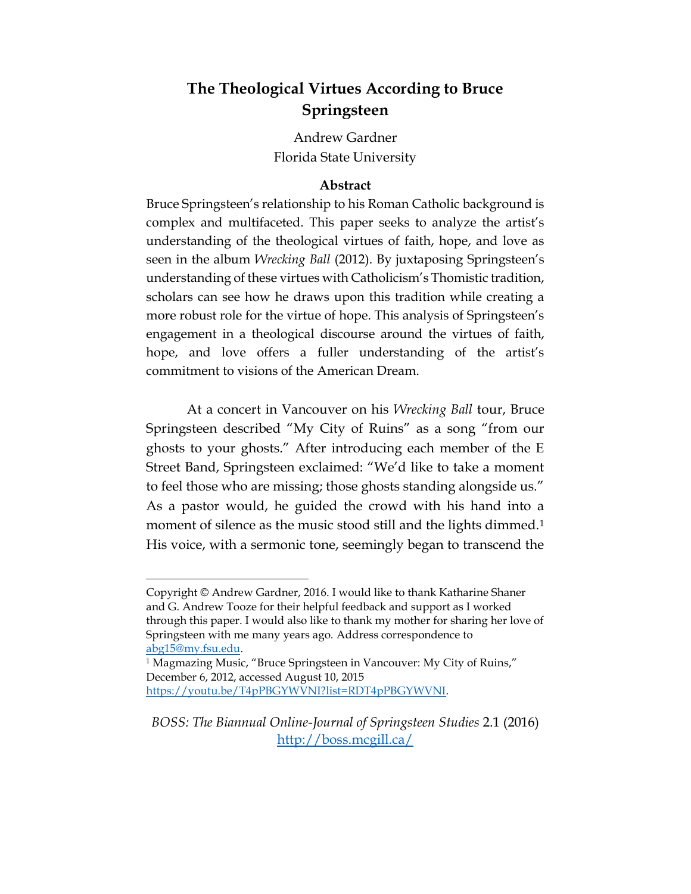# The Theological Virtues According to Bruce Springsteen

Andrew Gardner
Florida State University

### Abstract

Bruce Springsteen's relationship to his Roman Catholic background is complex and multifaceted. This paper seeks to analyze the artist's understanding of the theological virtues of faith, hope, and love as seen in the album *Wrecking Ball* (2012). By juxtaposing Springsteen's understanding of these virtues with Catholicism's Thomistic tradition, scholars can see how he draws upon this tradition while creating a more robust role for the virtue of hope. This analysis of Springsteen's engagement in a theological discourse around the virtues of faith, hope, and love offers a fuller understanding of the artist's commitment to visions of the American Dream.

At a concert in Vancouver on his *Wrecking Ball* tour, Bruce Springsteen described "My City of Ruins" as a song "from our ghosts to your ghosts." After introducing each member of the E Street Band, Springsteen exclaimed: "We'd like to take a moment to feel those who are missing; those ghosts standing alongside us." As a pastor would, he guided the crowd with his hand into a moment of silence as the music stood still and the lights dimmed.[1] His voice, with a sermonic tone, seemingly began to transcend the

---

Copyright © Andrew Gardner, 2016. I would like to thank Katharine Shaner and G. Andrew Tooze for their helpful feedback and support as I worked through this paper. I would also like to thank my mother for sharing her love of Springsteen with me many years ago. Address correspondence to abg15@my.fsu.edu.

[1] Magmazing Music, "Bruce Springsteen in Vancouver: My City of Ruins," December 6, 2012, accessed August 10, 2015 https://youtu.be/T4pPBGYWVNI?list=RDT4pPBGYWVNI.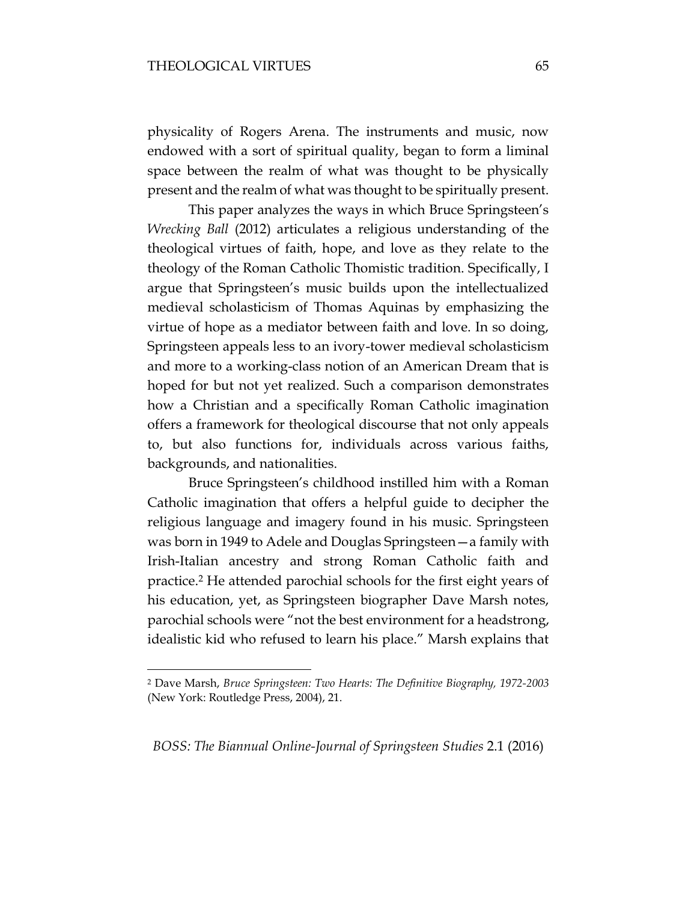physicality of Rogers Arena. The instruments and music, now endowed with a sort of spiritual quality, began to form a liminal space between the realm of what was thought to be physically present and the realm of what was thought to be spiritually present.

This paper analyzes the ways in which Bruce Springsteen's *Wrecking Ball* (2012) articulates a religious understanding of the theological virtues of faith, hope, and love as they relate to the theology of the Roman Catholic Thomistic tradition. Specifically, I argue that Springsteen's music builds upon the intellectualized medieval scholasticism of Thomas Aquinas by emphasizing the virtue of hope as a mediator between faith and love. In so doing, Springsteen appeals less to an ivory-tower medieval scholasticism and more to a working-class notion of an American Dream that is hoped for but not yet realized. Such a comparison demonstrates how a Christian and a specifically Roman Catholic imagination offers a framework for theological discourse that not only appeals to, but also functions for, individuals across various faiths, backgrounds, and nationalities.

Bruce Springsteen's childhood instilled him with a Roman Catholic imagination that offers a helpful guide to decipher the religious language and imagery found in his music. Springsteen was born in 1949 to Adele and Douglas Springsteen—a family with Irish-Italian ancestry and strong Roman Catholic faith and practice.[2] He attended parochial schools for the first eight years of his education, yet, as Springsteen biographer Dave Marsh notes, parochial schools were "not the best environment for a headstrong, idealistic kid who refused to learn his place." Marsh explains that

[2] Dave Marsh, *Bruce Springsteen: Two Hearts: The Definitive Biography, 1972-2003* (New York: Routledge Press, 2004), 21.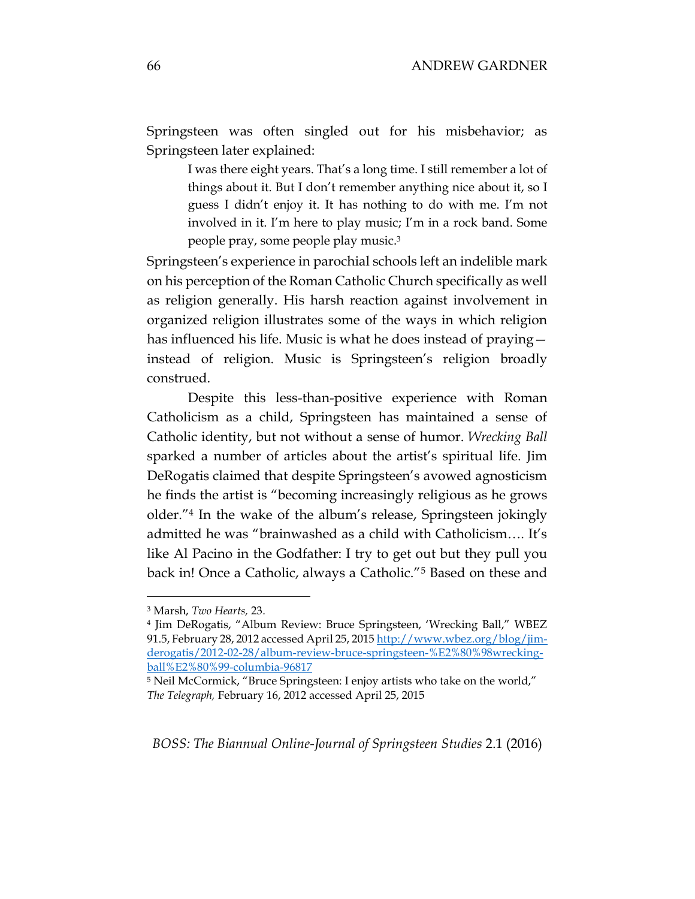Springsteen was often singled out for his misbehavior; as Springsteen later explained:

> I was there eight years. That's a long time. I still remember a lot of things about it. But I don't remember anything nice about it, so I guess I didn't enjoy it. It has nothing to do with me. I'm not involved in it. I'm here to play music; I'm in a rock band. Some people pray, some people play music.[3]

Springsteen's experience in parochial schools left an indelible mark on his perception of the Roman Catholic Church specifically as well as religion generally. His harsh reaction against involvement in organized religion illustrates some of the ways in which religion has influenced his life. Music is what he does instead of praying—instead of religion. Music is Springsteen's religion broadly construed.

Despite this less-than-positive experience with Roman Catholicism as a child, Springsteen has maintained a sense of Catholic identity, but not without a sense of humor. *Wrecking Ball* sparked a number of articles about the artist's spiritual life. Jim DeRogatis claimed that despite Springsteen's avowed agnosticism he finds the artist is "becoming increasingly religious as he grows older."[4] In the wake of the album's release, Springsteen jokingly admitted he was "brainwashed as a child with Catholicism…. It's like Al Pacino in the Godfather: I try to get out but they pull you back in! Once a Catholic, always a Catholic."[5] Based on these and

---

[3] Marsh, *Two Hearts,* 23.

[4] Jim DeRogatis, "Album Review: Bruce Springsteen, 'Wrecking Ball," WBEZ 91.5, February 28, 2012 accessed April 25, 2015 http://www.wbez.org/blog/jim-derogatis/2012-02-28/album-review-bruce-springsteen-%E2%80%98wrecking-ball%E2%80%99-columbia-96817

[5] Neil McCormick, "Bruce Springsteen: I enjoy artists who take on the world," *The Telegraph,* February 16, 2012 accessed April 25, 2015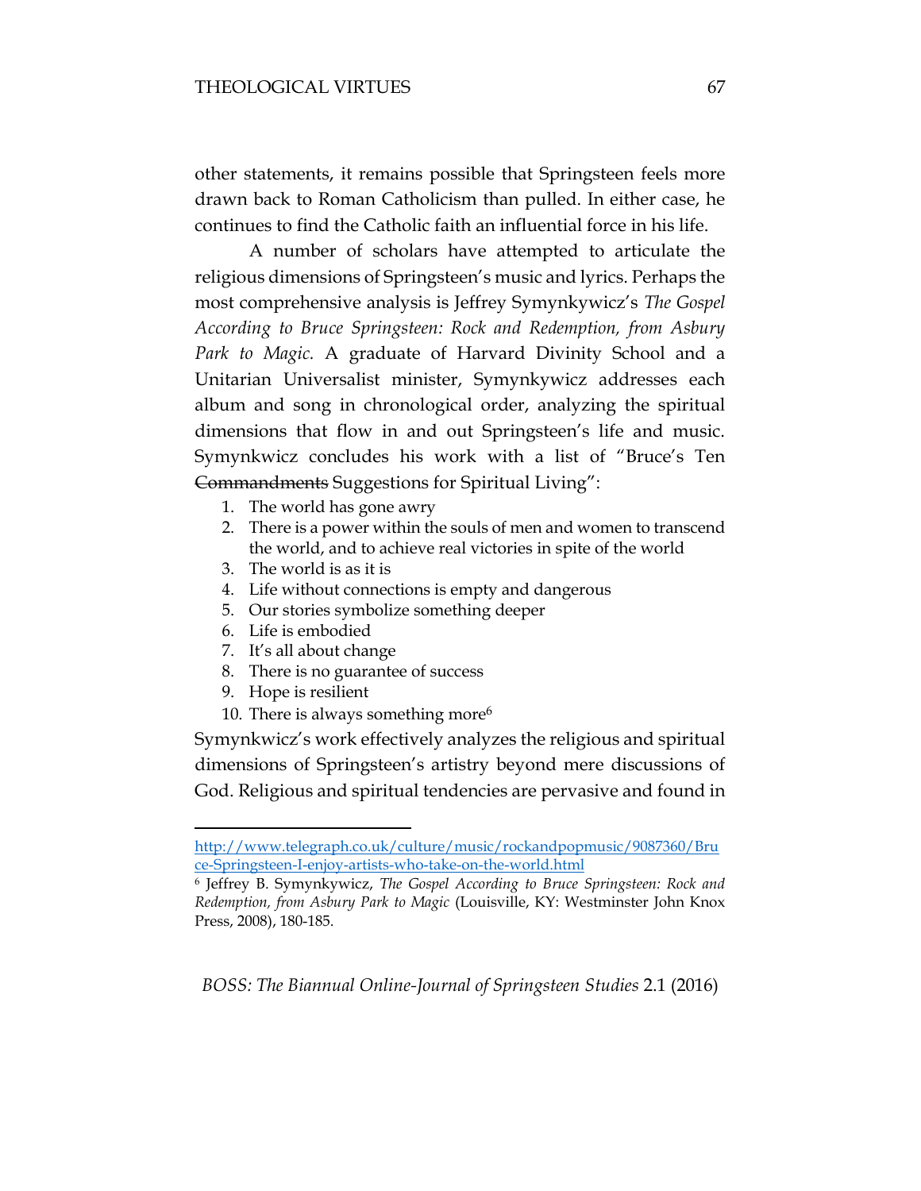other statements, it remains possible that Springsteen feels more drawn back to Roman Catholicism than pulled. In either case, he continues to find the Catholic faith an influential force in his life.

A number of scholars have attempted to articulate the religious dimensions of Springsteen's music and lyrics. Perhaps the most comprehensive analysis is Jeffrey Symynkywicz's *The Gospel According to Bruce Springsteen: Rock and Redemption, from Asbury Park to Magic.* A graduate of Harvard Divinity School and a Unitarian Universalist minister, Symynkywicz addresses each album and song in chronological order, analyzing the spiritual dimensions that flow in and out Springsteen's life and music. Symynkwicz concludes his work with a list of "Bruce's Ten ~~Commandments~~ Suggestions for Spiritual Living":

1. The world has gone awry
2. There is a power within the souls of men and women to transcend the world, and to achieve real victories in spite of the world
3. The world is as it is
4. Life without connections is empty and dangerous
5. Our stories symbolize something deeper
6. Life is embodied
7. It's all about change
8. There is no guarantee of success
9. Hope is resilient
10. There is always something more[6]

Symynkwicz's work effectively analyzes the religious and spiritual dimensions of Springsteen's artistry beyond mere discussions of God. Religious and spiritual tendencies are pervasive and found in

---

http://www.telegraph.co.uk/culture/music/rockandpopmusic/9087360/Bruce-Springsteen-I-enjoy-artists-who-take-on-the-world.html

[6] Jeffrey B. Symynkywicz, *The Gospel According to Bruce Springsteen: Rock and Redemption, from Asbury Park to Magic* (Louisville, KY: Westminster John Knox Press, 2008), 180-185.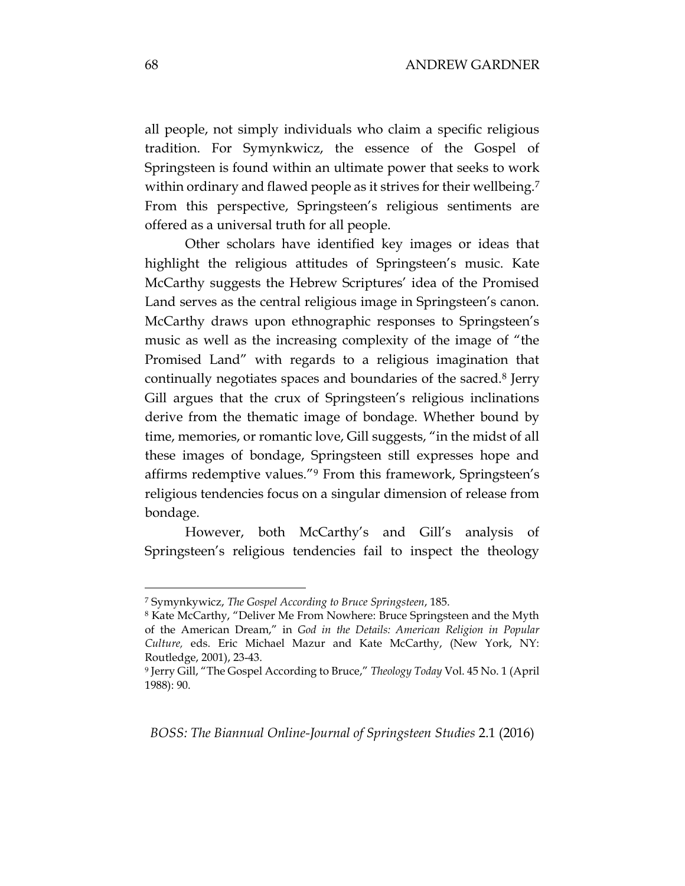all people, not simply individuals who claim a specific religious tradition. For Symynkwicz, the essence of the Gospel of Springsteen is found within an ultimate power that seeks to work within ordinary and flawed people as it strives for their wellbeing.[7] From this perspective, Springsteen's religious sentiments are offered as a universal truth for all people.

Other scholars have identified key images or ideas that highlight the religious attitudes of Springsteen's music. Kate McCarthy suggests the Hebrew Scriptures' idea of the Promised Land serves as the central religious image in Springsteen's canon. McCarthy draws upon ethnographic responses to Springsteen's music as well as the increasing complexity of the image of "the Promised Land" with regards to a religious imagination that continually negotiates spaces and boundaries of the sacred.[8] Jerry Gill argues that the crux of Springsteen's religious inclinations derive from the thematic image of bondage. Whether bound by time, memories, or romantic love, Gill suggests, "in the midst of all these images of bondage, Springsteen still expresses hope and affirms redemptive values."[9] From this framework, Springsteen's religious tendencies focus on a singular dimension of release from bondage.

However, both McCarthy's and Gill's analysis of Springsteen's religious tendencies fail to inspect the theology

---

[7] Symynkywicz, *The Gospel According to Bruce Springsteen*, 185.

[8] Kate McCarthy, "Deliver Me From Nowhere: Bruce Springsteen and the Myth of the American Dream," in *God in the Details: American Religion in Popular Culture,* eds. Eric Michael Mazur and Kate McCarthy, (New York, NY: Routledge, 2001), 23-43.

[9] Jerry Gill, "The Gospel According to Bruce," *Theology Today* Vol. 45 No. 1 (April 1988): 90.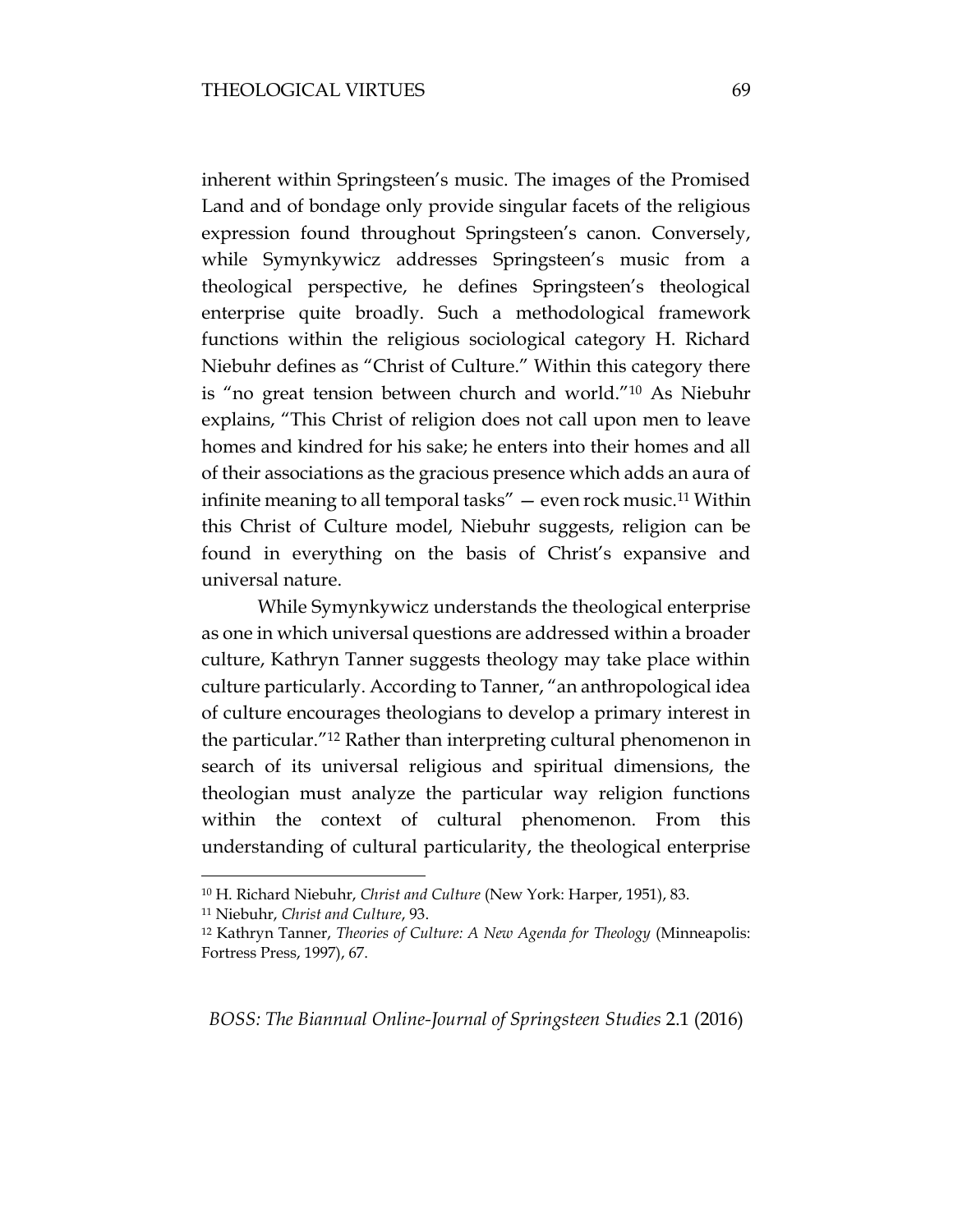inherent within Springsteen's music. The images of the Promised Land and of bondage only provide singular facets of the religious expression found throughout Springsteen's canon. Conversely, while Symynkywicz addresses Springsteen's music from a theological perspective, he defines Springsteen's theological enterprise quite broadly. Such a methodological framework functions within the religious sociological category H. Richard Niebuhr defines as "Christ of Culture." Within this category there is "no great tension between church and world."[10] As Niebuhr explains, "This Christ of religion does not call upon men to leave homes and kindred for his sake; he enters into their homes and all of their associations as the gracious presence which adds an aura of infinite meaning to all temporal tasks" — even rock music.[11] Within this Christ of Culture model, Niebuhr suggests, religion can be found in everything on the basis of Christ's expansive and universal nature.

While Symynkywicz understands the theological enterprise as one in which universal questions are addressed within a broader culture, Kathryn Tanner suggests theology may take place within culture particularly. According to Tanner, "an anthropological idea of culture encourages theologians to develop a primary interest in the particular."[12] Rather than interpreting cultural phenomenon in search of its universal religious and spiritual dimensions, the theologian must analyze the particular way religion functions within the context of cultural phenomenon. From this understanding of cultural particularity, the theological enterprise

---

[10] H. Richard Niebuhr, *Christ and Culture* (New York: Harper, 1951), 83.

[11] Niebuhr, *Christ and Culture*, 93.

[12] Kathryn Tanner, *Theories of Culture: A New Agenda for Theology* (Minneapolis: Fortress Press, 1997), 67.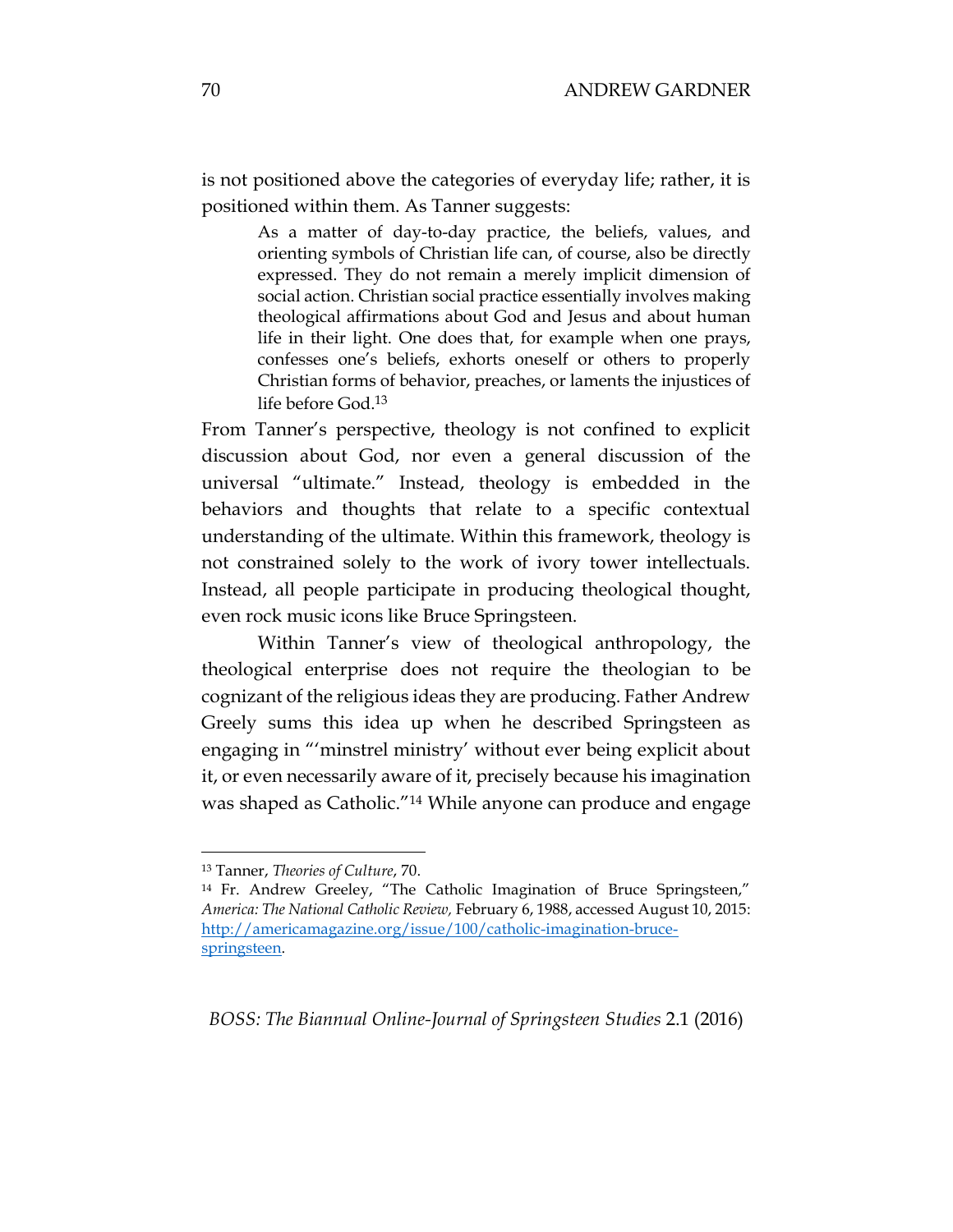is not positioned above the categories of everyday life; rather, it is positioned within them. As Tanner suggests:

> As a matter of day-to-day practice, the beliefs, values, and orienting symbols of Christian life can, of course, also be directly expressed. They do not remain a merely implicit dimension of social action. Christian social practice essentially involves making theological affirmations about God and Jesus and about human life in their light. One does that, for example when one prays, confesses one's beliefs, exhorts oneself or others to properly Christian forms of behavior, preaches, or laments the injustices of life before God.[13]

From Tanner's perspective, theology is not confined to explicit discussion about God, nor even a general discussion of the universal "ultimate." Instead, theology is embedded in the behaviors and thoughts that relate to a specific contextual understanding of the ultimate. Within this framework, theology is not constrained solely to the work of ivory tower intellectuals. Instead, all people participate in producing theological thought, even rock music icons like Bruce Springsteen.

Within Tanner's view of theological anthropology, the theological enterprise does not require the theologian to be cognizant of the religious ideas they are producing. Father Andrew Greely sums this idea up when he described Springsteen as engaging in "'minstrel ministry' without ever being explicit about it, or even necessarily aware of it, precisely because his imagination was shaped as Catholic."[14] While anyone can produce and engage

---

[13] Tanner, *Theories of Culture*, 70.

[14] Fr. Andrew Greeley, "The Catholic Imagination of Bruce Springsteen," *America: The National Catholic Review,* February 6, 1988, accessed August 10, 2015: http://americamagazine.org/issue/100/catholic-imagination-bruce-springsteen.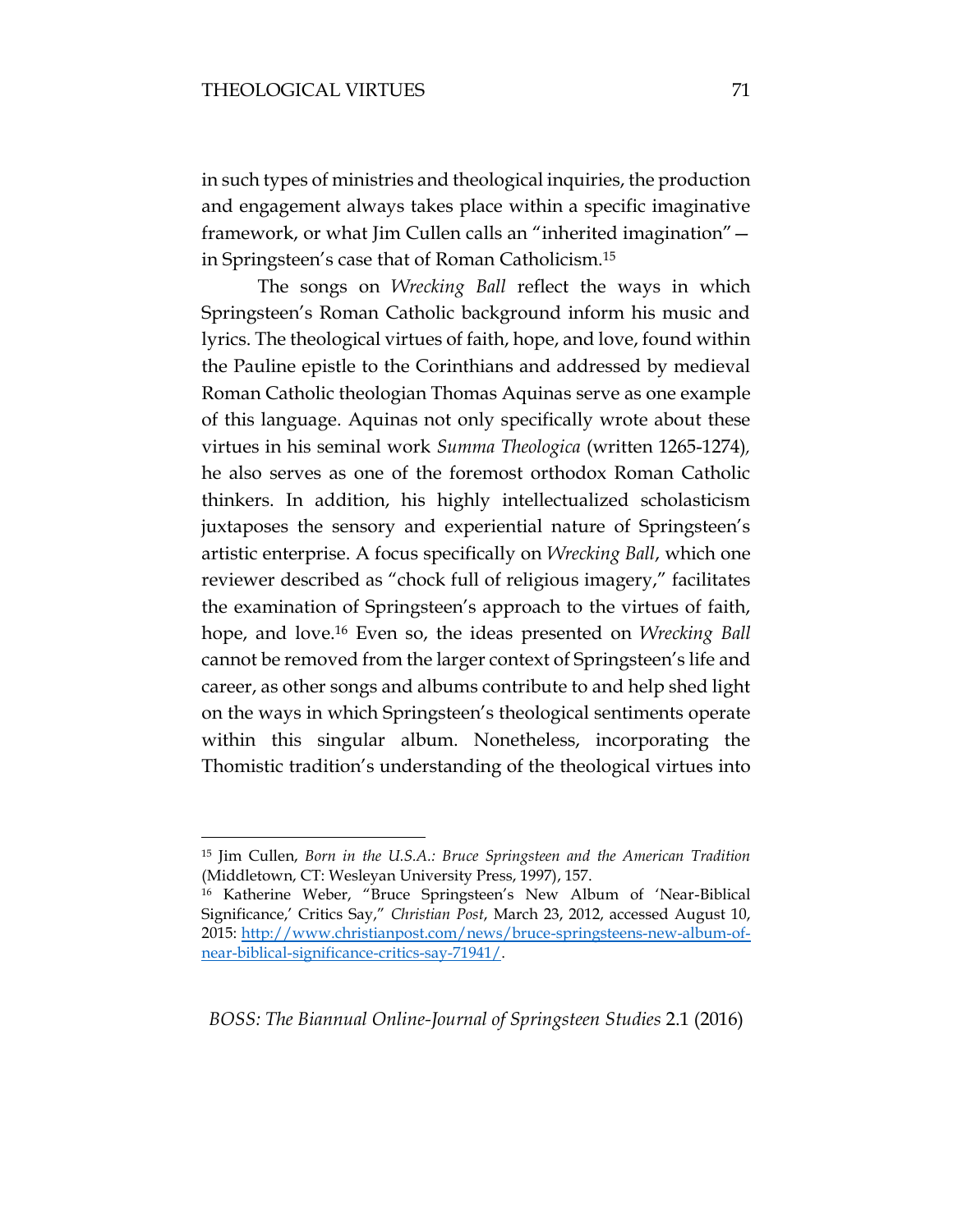in such types of ministries and theological inquiries, the production and engagement always takes place within a specific imaginative framework, or what Jim Cullen calls an "inherited imagination"—in Springsteen's case that of Roman Catholicism.[15]

The songs on *Wrecking Ball* reflect the ways in which Springsteen's Roman Catholic background inform his music and lyrics. The theological virtues of faith, hope, and love, found within the Pauline epistle to the Corinthians and addressed by medieval Roman Catholic theologian Thomas Aquinas serve as one example of this language. Aquinas not only specifically wrote about these virtues in his seminal work *Summa Theologica* (written 1265-1274), he also serves as one of the foremost orthodox Roman Catholic thinkers. In addition, his highly intellectualized scholasticism juxtaposes the sensory and experiential nature of Springsteen's artistic enterprise. A focus specifically on *Wrecking Ball*, which one reviewer described as "chock full of religious imagery," facilitates the examination of Springsteen's approach to the virtues of faith, hope, and love.[16] Even so, the ideas presented on *Wrecking Ball* cannot be removed from the larger context of Springsteen's life and career, as other songs and albums contribute to and help shed light on the ways in which Springsteen's theological sentiments operate within this singular album. Nonetheless, incorporating the Thomistic tradition's understanding of the theological virtues into

---

[15] Jim Cullen, *Born in the U.S.A.: Bruce Springsteen and the American Tradition* (Middletown, CT: Wesleyan University Press, 1997), 157.

[16] Katherine Weber, "Bruce Springsteen's New Album of 'Near-Biblical Significance,' Critics Say," *Christian Post*, March 23, 2012, accessed August 10, 2015: [http://www.christianpost.com/news/bruce-springsteens-new-album-of-near-biblical-significance-critics-say-71941/](http://www.christianpost.com/news/bruce-springsteens-new-album-of-near-biblical-significance-critics-say-71941/).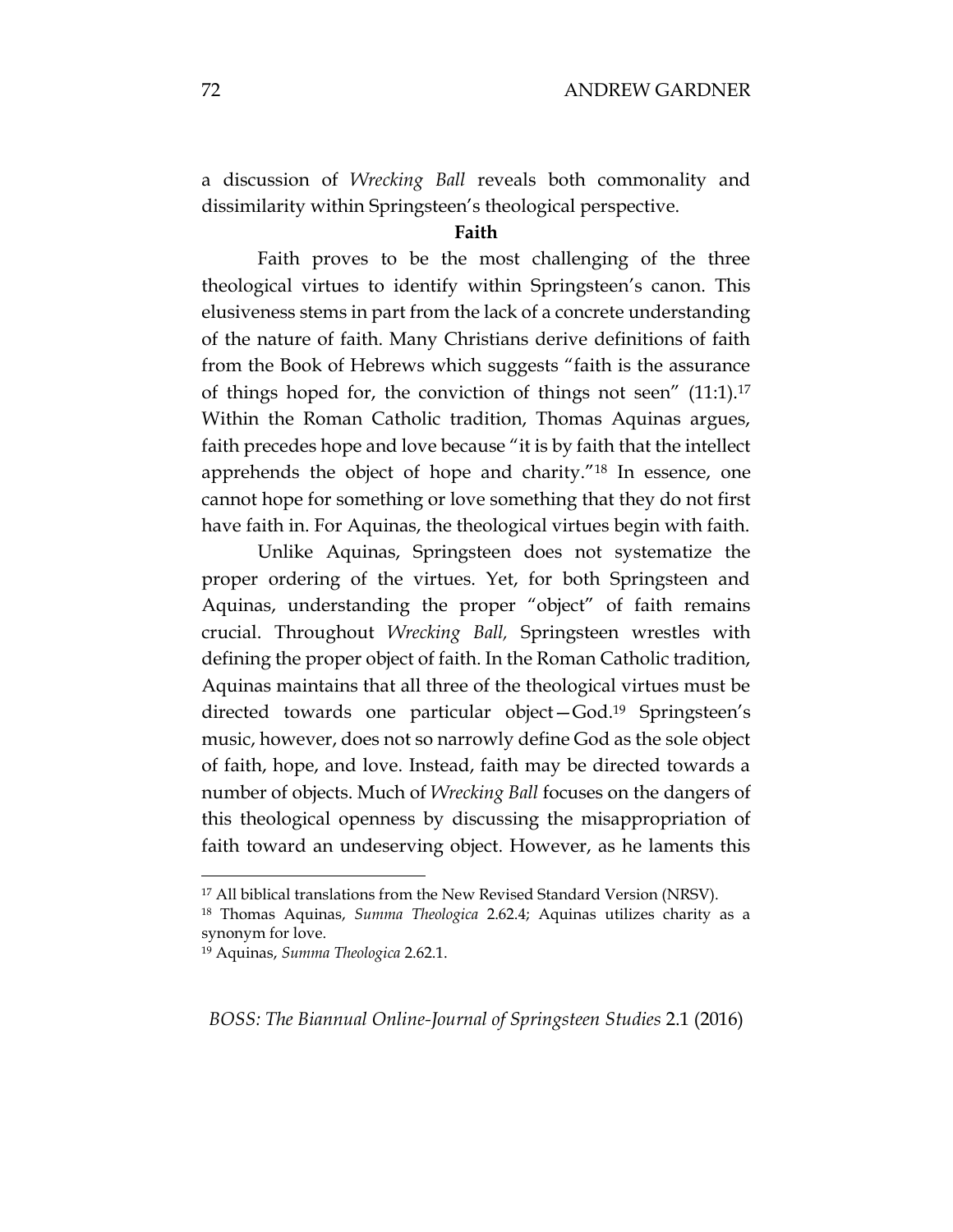a discussion of *Wrecking Ball* reveals both commonality and dissimilarity within Springsteen's theological perspective.

## Faith

Faith proves to be the most challenging of the three theological virtues to identify within Springsteen's canon. This elusiveness stems in part from the lack of a concrete understanding of the nature of faith. Many Christians derive definitions of faith from the Book of Hebrews which suggests "faith is the assurance of things hoped for, the conviction of things not seen" (11:1).[17] Within the Roman Catholic tradition, Thomas Aquinas argues, faith precedes hope and love because "it is by faith that the intellect apprehends the object of hope and charity."[18] In essence, one cannot hope for something or love something that they do not first have faith in. For Aquinas, the theological virtues begin with faith.

Unlike Aquinas, Springsteen does not systematize the proper ordering of the virtues. Yet, for both Springsteen and Aquinas, understanding the proper "object" of faith remains crucial. Throughout *Wrecking Ball,* Springsteen wrestles with defining the proper object of faith. In the Roman Catholic tradition, Aquinas maintains that all three of the theological virtues must be directed towards one particular object—God.[19] Springsteen's music, however, does not so narrowly define God as the sole object of faith, hope, and love. Instead, faith may be directed towards a number of objects. Much of *Wrecking Ball* focuses on the dangers of this theological openness by discussing the misappropriation of faith toward an undeserving object. However, as he laments this

---

[17] All biblical translations from the New Revised Standard Version (NRSV).

[18] Thomas Aquinas, *Summa Theologica* 2.62.4; Aquinas utilizes charity as a synonym for love.

[19] Aquinas, *Summa Theologica* 2.62.1.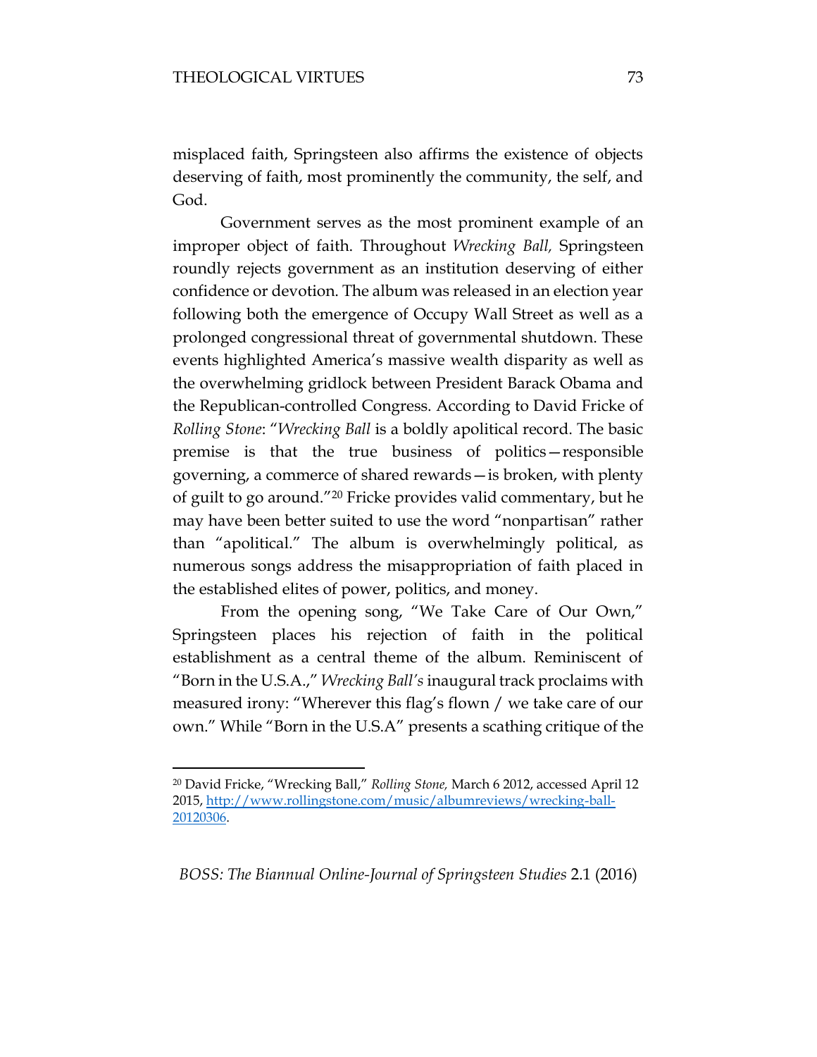misplaced faith, Springsteen also affirms the existence of objects deserving of faith, most prominently the community, the self, and God.

Government serves as the most prominent example of an improper object of faith. Throughout *Wrecking Ball,* Springsteen roundly rejects government as an institution deserving of either confidence or devotion. The album was released in an election year following both the emergence of Occupy Wall Street as well as a prolonged congressional threat of governmental shutdown. These events highlighted America's massive wealth disparity as well as the overwhelming gridlock between President Barack Obama and the Republican-controlled Congress. According to David Fricke of *Rolling Stone*: "*Wrecking Ball* is a boldly apolitical record. The basic premise is that the true business of politics—responsible governing, a commerce of shared rewards—is broken, with plenty of guilt to go around."[20] Fricke provides valid commentary, but he may have been better suited to use the word "nonpartisan" rather than "apolitical." The album is overwhelmingly political, as numerous songs address the misappropriation of faith placed in the established elites of power, politics, and money.

From the opening song, "We Take Care of Our Own," Springsteen places his rejection of faith in the political establishment as a central theme of the album. Reminiscent of "Born in the U.S.A.," *Wrecking Ball's* inaugural track proclaims with measured irony: "Wherever this flag's flown / we take care of our own." While "Born in the U.S.A" presents a scathing critique of the

---

[20] David Fricke, "Wrecking Ball," *Rolling Stone,* March 6 2012, accessed April 12 2015, http://www.rollingstone.com/music/albumreviews/wrecking-ball-20120306.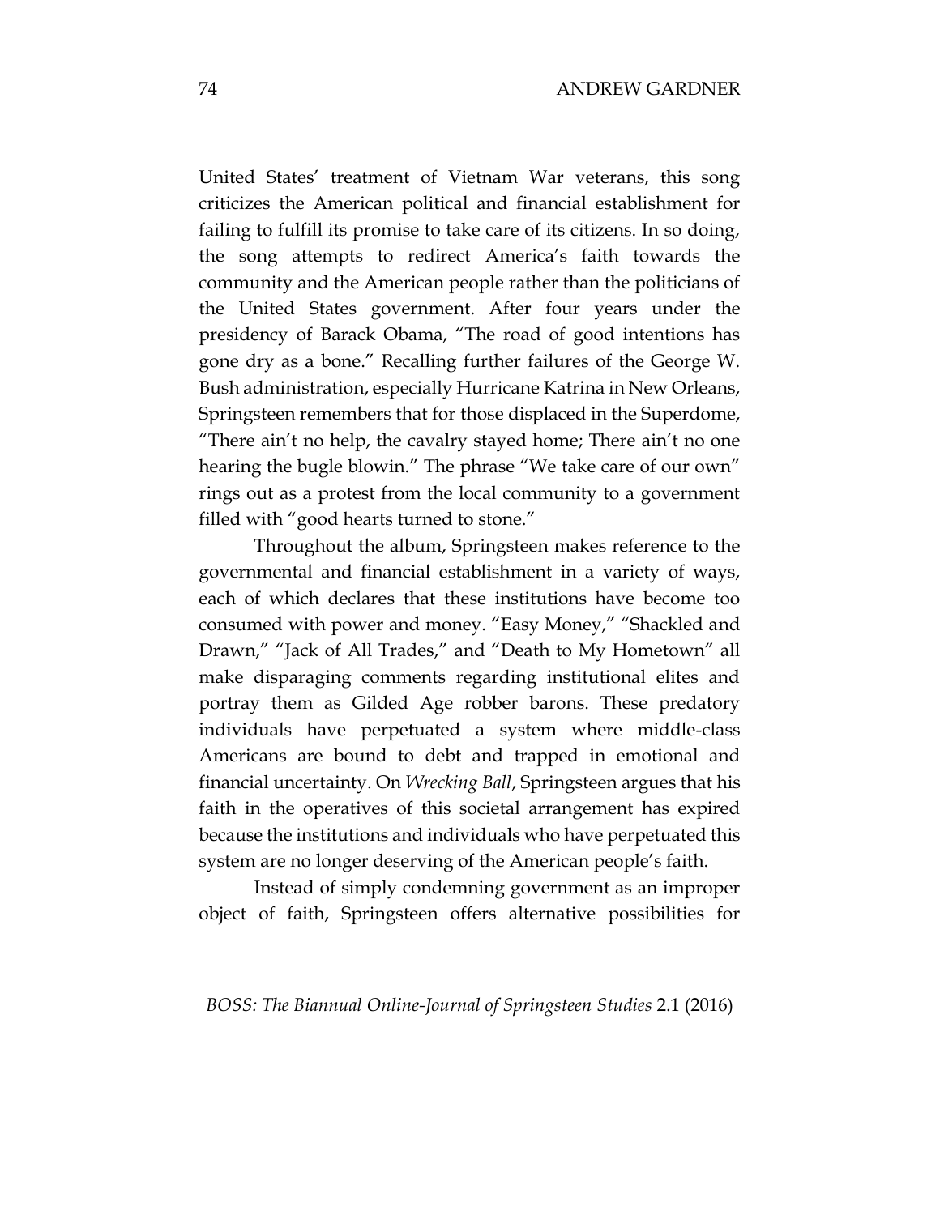United States' treatment of Vietnam War veterans, this song criticizes the American political and financial establishment for failing to fulfill its promise to take care of its citizens. In so doing, the song attempts to redirect America's faith towards the community and the American people rather than the politicians of the United States government. After four years under the presidency of Barack Obama, "The road of good intentions has gone dry as a bone." Recalling further failures of the George W. Bush administration, especially Hurricane Katrina in New Orleans, Springsteen remembers that for those displaced in the Superdome, "There ain't no help, the cavalry stayed home; There ain't no one hearing the bugle blowin." The phrase "We take care of our own" rings out as a protest from the local community to a government filled with "good hearts turned to stone."

Throughout the album, Springsteen makes reference to the governmental and financial establishment in a variety of ways, each of which declares that these institutions have become too consumed with power and money. "Easy Money," "Shackled and Drawn," "Jack of All Trades," and "Death to My Hometown" all make disparaging comments regarding institutional elites and portray them as Gilded Age robber barons. These predatory individuals have perpetuated a system where middle-class Americans are bound to debt and trapped in emotional and financial uncertainty. On *Wrecking Ball*, Springsteen argues that his faith in the operatives of this societal arrangement has expired because the institutions and individuals who have perpetuated this system are no longer deserving of the American people's faith.

Instead of simply condemning government as an improper object of faith, Springsteen offers alternative possibilities for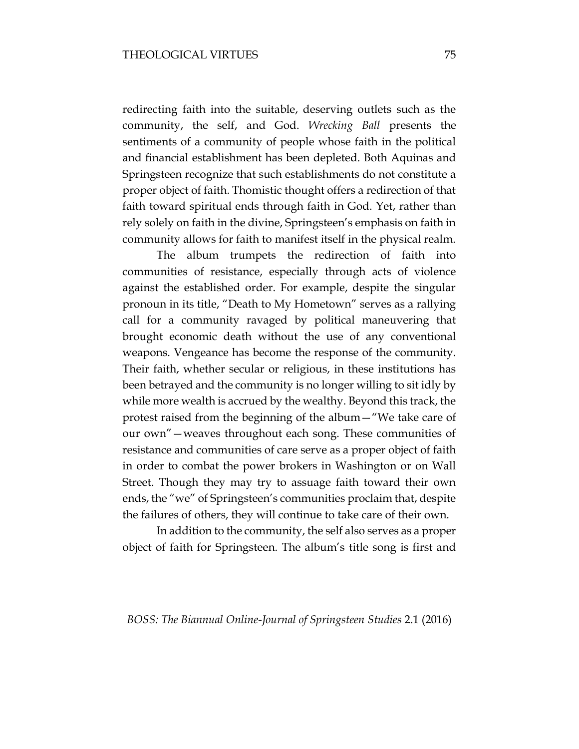redirecting faith into the suitable, deserving outlets such as the community, the self, and God. *Wrecking Ball* presents the sentiments of a community of people whose faith in the political and financial establishment has been depleted. Both Aquinas and Springsteen recognize that such establishments do not constitute a proper object of faith. Thomistic thought offers a redirection of that faith toward spiritual ends through faith in God. Yet, rather than rely solely on faith in the divine, Springsteen's emphasis on faith in community allows for faith to manifest itself in the physical realm.

The album trumpets the redirection of faith into communities of resistance, especially through acts of violence against the established order. For example, despite the singular pronoun in its title, "Death to My Hometown" serves as a rallying call for a community ravaged by political maneuvering that brought economic death without the use of any conventional weapons. Vengeance has become the response of the community. Their faith, whether secular or religious, in these institutions has been betrayed and the community is no longer willing to sit idly by while more wealth is accrued by the wealthy. Beyond this track, the protest raised from the beginning of the album—"We take care of our own"—weaves throughout each song. These communities of resistance and communities of care serve as a proper object of faith in order to combat the power brokers in Washington or on Wall Street. Though they may try to assuage faith toward their own ends, the "we" of Springsteen's communities proclaim that, despite the failures of others, they will continue to take care of their own.

In addition to the community, the self also serves as a proper object of faith for Springsteen. The album's title song is first and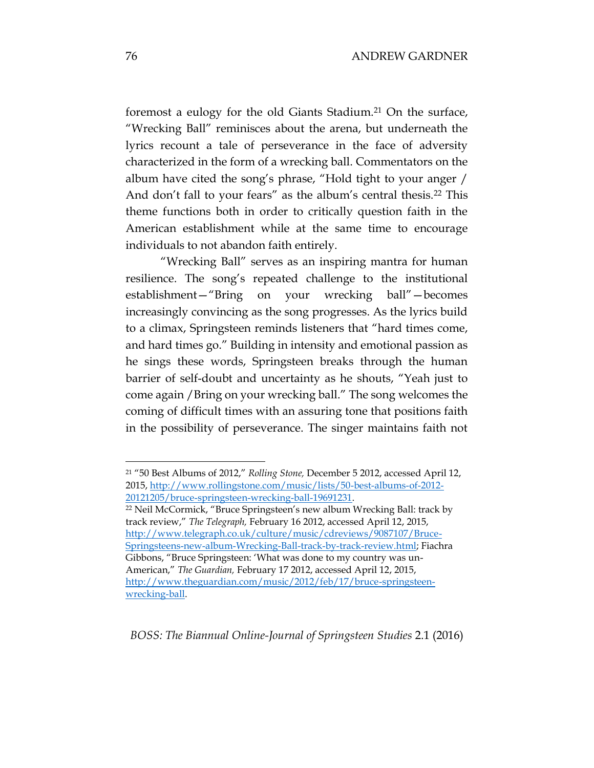foremost a eulogy for the old Giants Stadium.[21] On the surface, "Wrecking Ball" reminisces about the arena, but underneath the lyrics recount a tale of perseverance in the face of adversity characterized in the form of a wrecking ball. Commentators on the album have cited the song's phrase, "Hold tight to your anger / And don't fall to your fears" as the album's central thesis.[22] This theme functions both in order to critically question faith in the American establishment while at the same time to encourage individuals to not abandon faith entirely.

"Wrecking Ball" serves as an inspiring mantra for human resilience. The song's repeated challenge to the institutional establishment—"Bring on your wrecking ball"—becomes increasingly convincing as the song progresses. As the lyrics build to a climax, Springsteen reminds listeners that "hard times come, and hard times go." Building in intensity and emotional passion as he sings these words, Springsteen breaks through the human barrier of self-doubt and uncertainty as he shouts, "Yeah just to come again /Bring on your wrecking ball." The song welcomes the coming of difficult times with an assuring tone that positions faith in the possibility of perseverance. The singer maintains faith not

---

[21] "50 Best Albums of 2012," *Rolling Stone,* December 5 2012, accessed April 12, 2015, http://www.rollingstone.com/music/lists/50-best-albums-of-2012-20121205/bruce-springsteen-wrecking-ball-19691231.

[22] Neil McCormick, "Bruce Springsteen's new album Wrecking Ball: track by track review," *The Telegraph,* February 16 2012, accessed April 12, 2015, http://www.telegraph.co.uk/culture/music/cdreviews/9087107/Bruce-Springsteens-new-album-Wrecking-Ball-track-by-track-review.html; Fiachra Gibbons, "Bruce Springsteen: 'What was done to my country was un-American," *The Guardian,* February 17 2012, accessed April 12, 2015, http://www.theguardian.com/music/2012/feb/17/bruce-springsteen-wrecking-ball.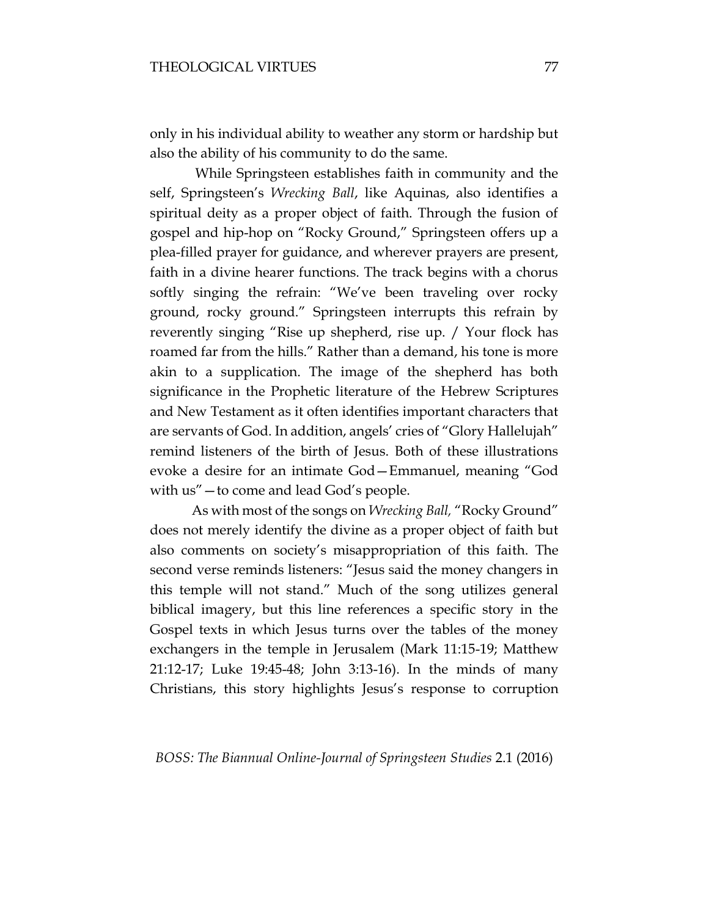only in his individual ability to weather any storm or hardship but also the ability of his community to do the same.

While Springsteen establishes faith in community and the self, Springsteen's *Wrecking Ball*, like Aquinas, also identifies a spiritual deity as a proper object of faith. Through the fusion of gospel and hip-hop on "Rocky Ground," Springsteen offers up a plea-filled prayer for guidance, and wherever prayers are present, faith in a divine hearer functions. The track begins with a chorus softly singing the refrain: "We've been traveling over rocky ground, rocky ground." Springsteen interrupts this refrain by reverently singing "Rise up shepherd, rise up. / Your flock has roamed far from the hills." Rather than a demand, his tone is more akin to a supplication. The image of the shepherd has both significance in the Prophetic literature of the Hebrew Scriptures and New Testament as it often identifies important characters that are servants of God. In addition, angels' cries of "Glory Hallelujah" remind listeners of the birth of Jesus. Both of these illustrations evoke a desire for an intimate God—Emmanuel, meaning "God with us"—to come and lead God's people.

As with most of the songs on *Wrecking Ball,* "Rocky Ground" does not merely identify the divine as a proper object of faith but also comments on society's misappropriation of this faith. The second verse reminds listeners: "Jesus said the money changers in this temple will not stand." Much of the song utilizes general biblical imagery, but this line references a specific story in the Gospel texts in which Jesus turns over the tables of the money exchangers in the temple in Jerusalem (Mark 11:15-19; Matthew 21:12-17; Luke 19:45-48; John 3:13-16). In the minds of many Christians, this story highlights Jesus's response to corruption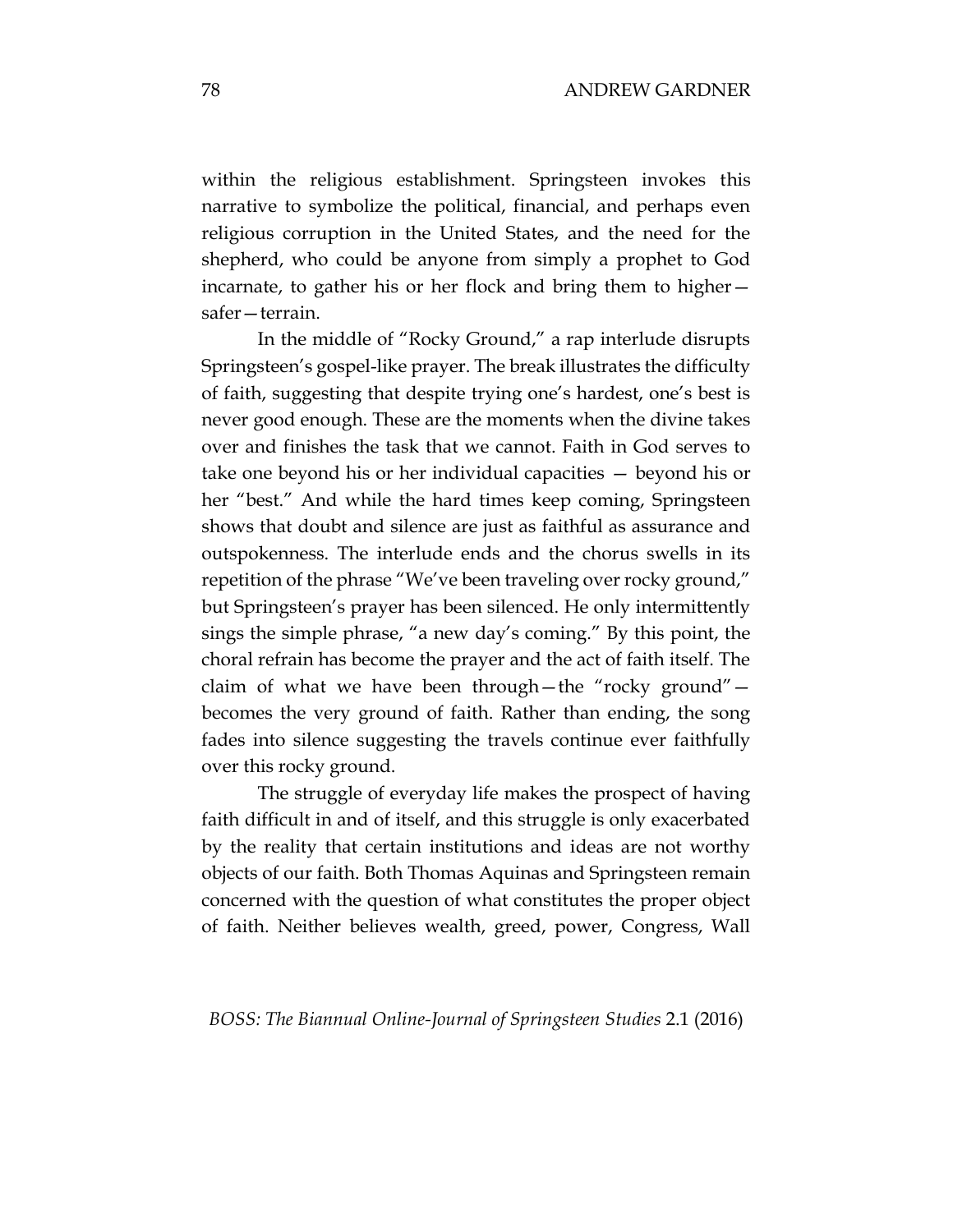within the religious establishment. Springsteen invokes this narrative to symbolize the political, financial, and perhaps even religious corruption in the United States, and the need for the shepherd, who could be anyone from simply a prophet to God incarnate, to gather his or her flock and bring them to higher—safer—terrain.

In the middle of "Rocky Ground," a rap interlude disrupts Springsteen's gospel-like prayer. The break illustrates the difficulty of faith, suggesting that despite trying one's hardest, one's best is never good enough. These are the moments when the divine takes over and finishes the task that we cannot. Faith in God serves to take one beyond his or her individual capacities — beyond his or her "best." And while the hard times keep coming, Springsteen shows that doubt and silence are just as faithful as assurance and outspokenness. The interlude ends and the chorus swells in its repetition of the phrase "We've been traveling over rocky ground," but Springsteen's prayer has been silenced. He only intermittently sings the simple phrase, "a new day's coming." By this point, the choral refrain has become the prayer and the act of faith itself. The claim of what we have been through—the "rocky ground"—becomes the very ground of faith. Rather than ending, the song fades into silence suggesting the travels continue ever faithfully over this rocky ground.

The struggle of everyday life makes the prospect of having faith difficult in and of itself, and this struggle is only exacerbated by the reality that certain institutions and ideas are not worthy objects of our faith. Both Thomas Aquinas and Springsteen remain concerned with the question of what constitutes the proper object of faith. Neither believes wealth, greed, power, Congress, Wall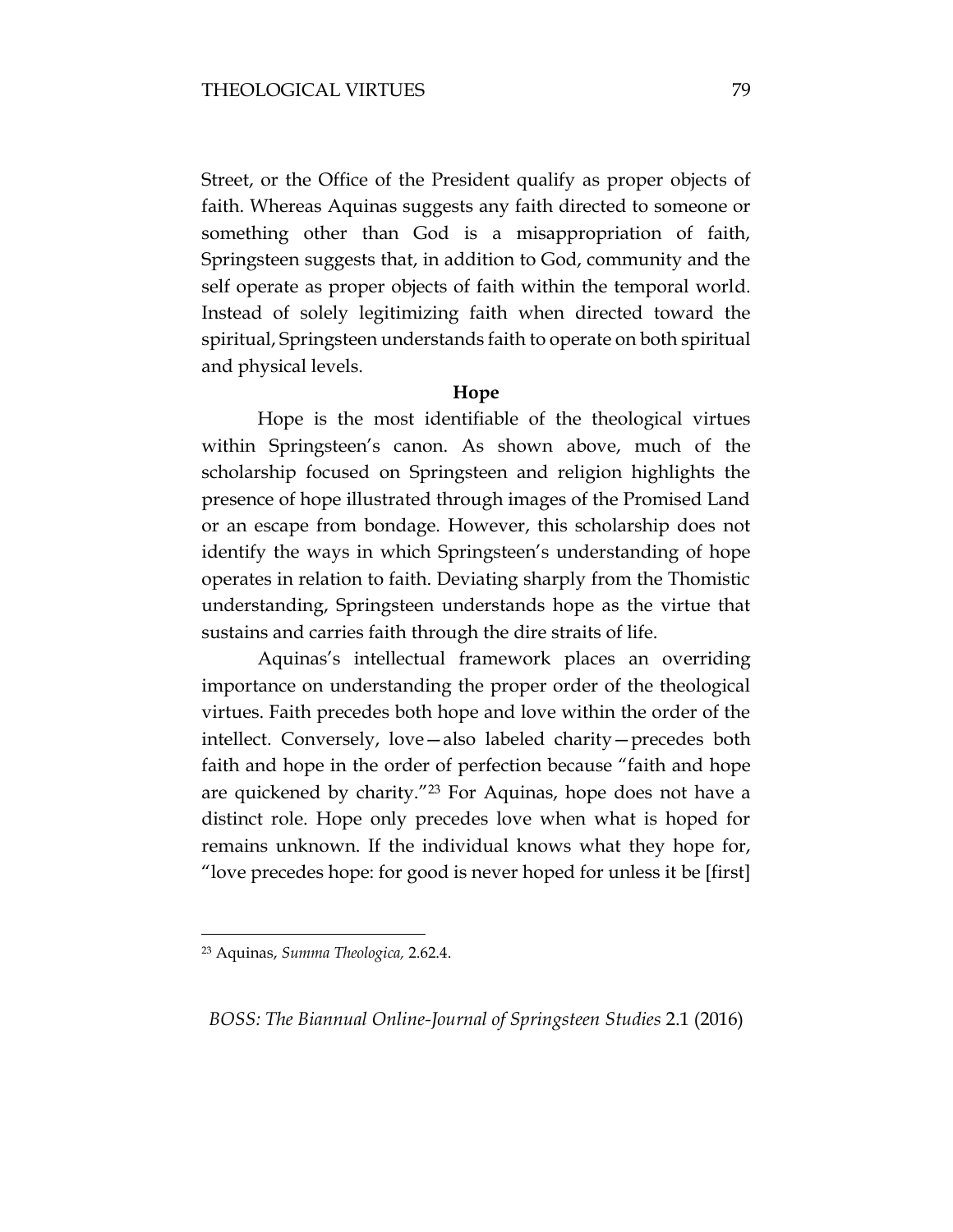Street, or the Office of the President qualify as proper objects of faith. Whereas Aquinas suggests any faith directed to someone or something other than God is a misappropriation of faith, Springsteen suggests that, in addition to God, community and the self operate as proper objects of faith within the temporal world. Instead of solely legitimizing faith when directed toward the spiritual, Springsteen understands faith to operate on both spiritual and physical levels.

**Hope**

Hope is the most identifiable of the theological virtues within Springsteen's canon. As shown above, much of the scholarship focused on Springsteen and religion highlights the presence of hope illustrated through images of the Promised Land or an escape from bondage. However, this scholarship does not identify the ways in which Springsteen's understanding of hope operates in relation to faith. Deviating sharply from the Thomistic understanding, Springsteen understands hope as the virtue that sustains and carries faith through the dire straits of life.

Aquinas's intellectual framework places an overriding importance on understanding the proper order of the theological virtues. Faith precedes both hope and love within the order of the intellect. Conversely, love—also labeled charity—precedes both faith and hope in the order of perfection because "faith and hope are quickened by charity."[23] For Aquinas, hope does not have a distinct role. Hope only precedes love when what is hoped for remains unknown. If the individual knows what they hope for, "love precedes hope: for good is never hoped for unless it be [first]

---

[23] Aquinas, *Summa Theologica,* 2.62.4.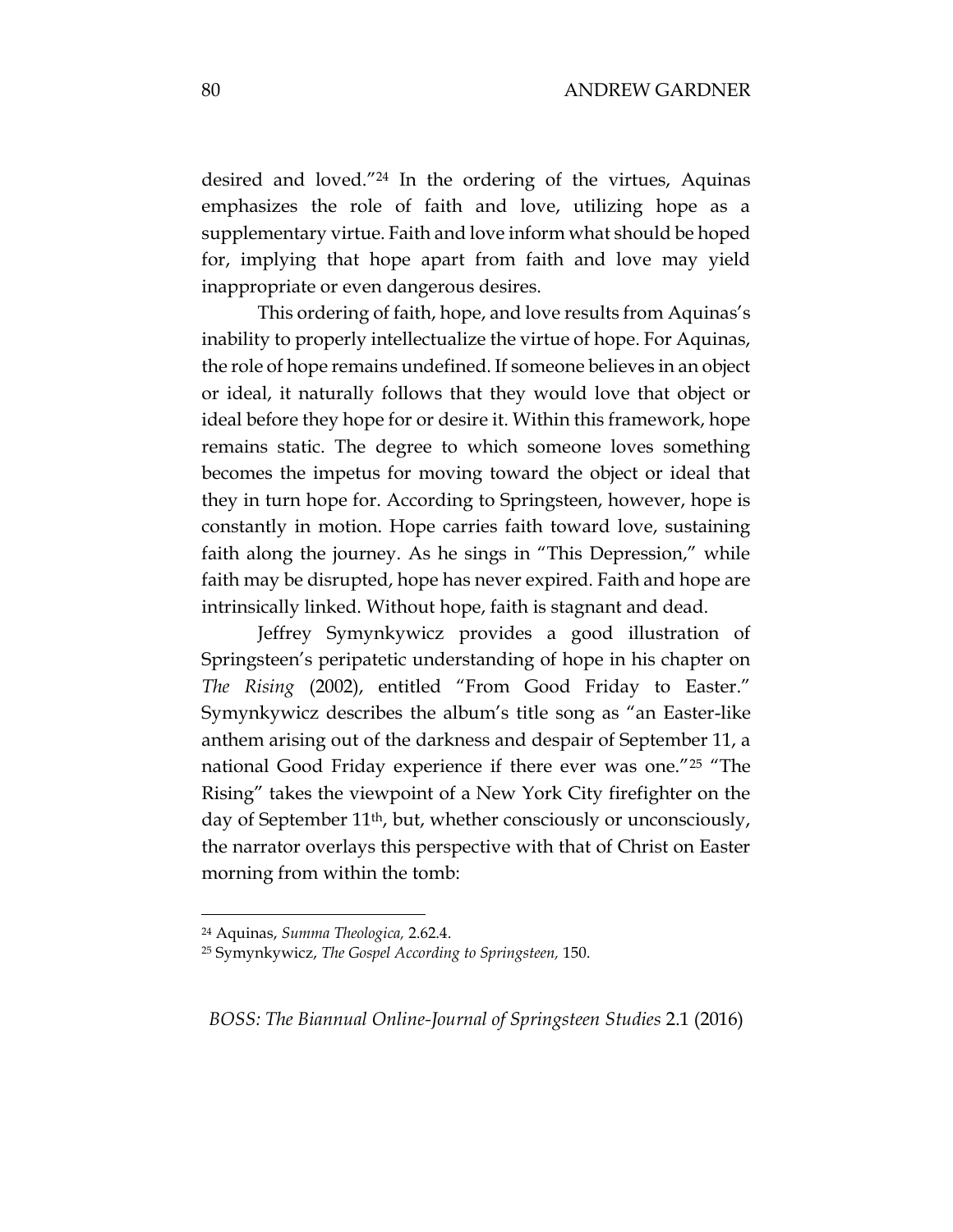desired and loved."[24] In the ordering of the virtues, Aquinas emphasizes the role of faith and love, utilizing hope as a supplementary virtue. Faith and love inform what should be hoped for, implying that hope apart from faith and love may yield inappropriate or even dangerous desires.

This ordering of faith, hope, and love results from Aquinas's inability to properly intellectualize the virtue of hope. For Aquinas, the role of hope remains undefined. If someone believes in an object or ideal, it naturally follows that they would love that object or ideal before they hope for or desire it. Within this framework, hope remains static. The degree to which someone loves something becomes the impetus for moving toward the object or ideal that they in turn hope for. According to Springsteen, however, hope is constantly in motion. Hope carries faith toward love, sustaining faith along the journey. As he sings in "This Depression," while faith may be disrupted, hope has never expired. Faith and hope are intrinsically linked. Without hope, faith is stagnant and dead.

Jeffrey Symynkywicz provides a good illustration of Springsteen's peripatetic understanding of hope in his chapter on *The Rising* (2002), entitled "From Good Friday to Easter." Symynkywicz describes the album's title song as "an Easter-like anthem arising out of the darkness and despair of September 11, a national Good Friday experience if there ever was one."[25] "The Rising" takes the viewpoint of a New York City firefighter on the day of September 11th, but, whether consciously or unconsciously, the narrator overlays this perspective with that of Christ on Easter morning from within the tomb:

---

[24] Aquinas, *Summa Theologica,* 2.62.4.

[25] Symynkywicz, *The Gospel According to Springsteen,* 150.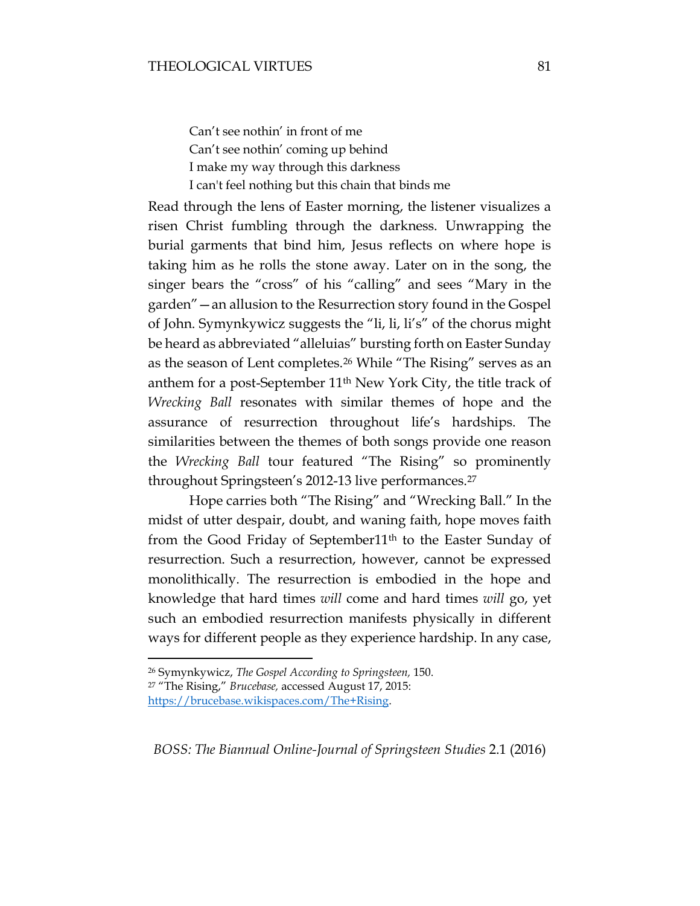> Can't see nothin' in front of me  
> Can't see nothin' coming up behind  
> I make my way through this darkness  
> I can't feel nothing but this chain that binds me

Read through the lens of Easter morning, the listener visualizes a risen Christ fumbling through the darkness. Unwrapping the burial garments that bind him, Jesus reflects on where hope is taking him as he rolls the stone away. Later on in the song, the singer bears the "cross" of his "calling" and sees "Mary in the garden"—an allusion to the Resurrection story found in the Gospel of John. Symynkywicz suggests the "li, li, li's" of the chorus might be heard as abbreviated "alleluias" bursting forth on Easter Sunday as the season of Lent completes.[26] While "The Rising" serves as an anthem for a post-September 11th New York City, the title track of *Wrecking Ball* resonates with similar themes of hope and the assurance of resurrection throughout life's hardships. The similarities between the themes of both songs provide one reason the *Wrecking Ball* tour featured "The Rising" so prominently throughout Springsteen's 2012-13 live performances.[27]

Hope carries both "The Rising" and "Wrecking Ball." In the midst of utter despair, doubt, and waning faith, hope moves faith from the Good Friday of September11th to the Easter Sunday of resurrection. Such a resurrection, however, cannot be expressed monolithically. The resurrection is embodied in the hope and knowledge that hard times *will* come and hard times *will* go, yet such an embodied resurrection manifests physically in different ways for different people as they experience hardship. In any case,

---

[26] Symynkywicz, *The Gospel According to Springsteen,* 150.

[27] "The Rising," *Brucebase,* accessed August 17, 2015: https://brucebase.wikispaces.com/The+Rising.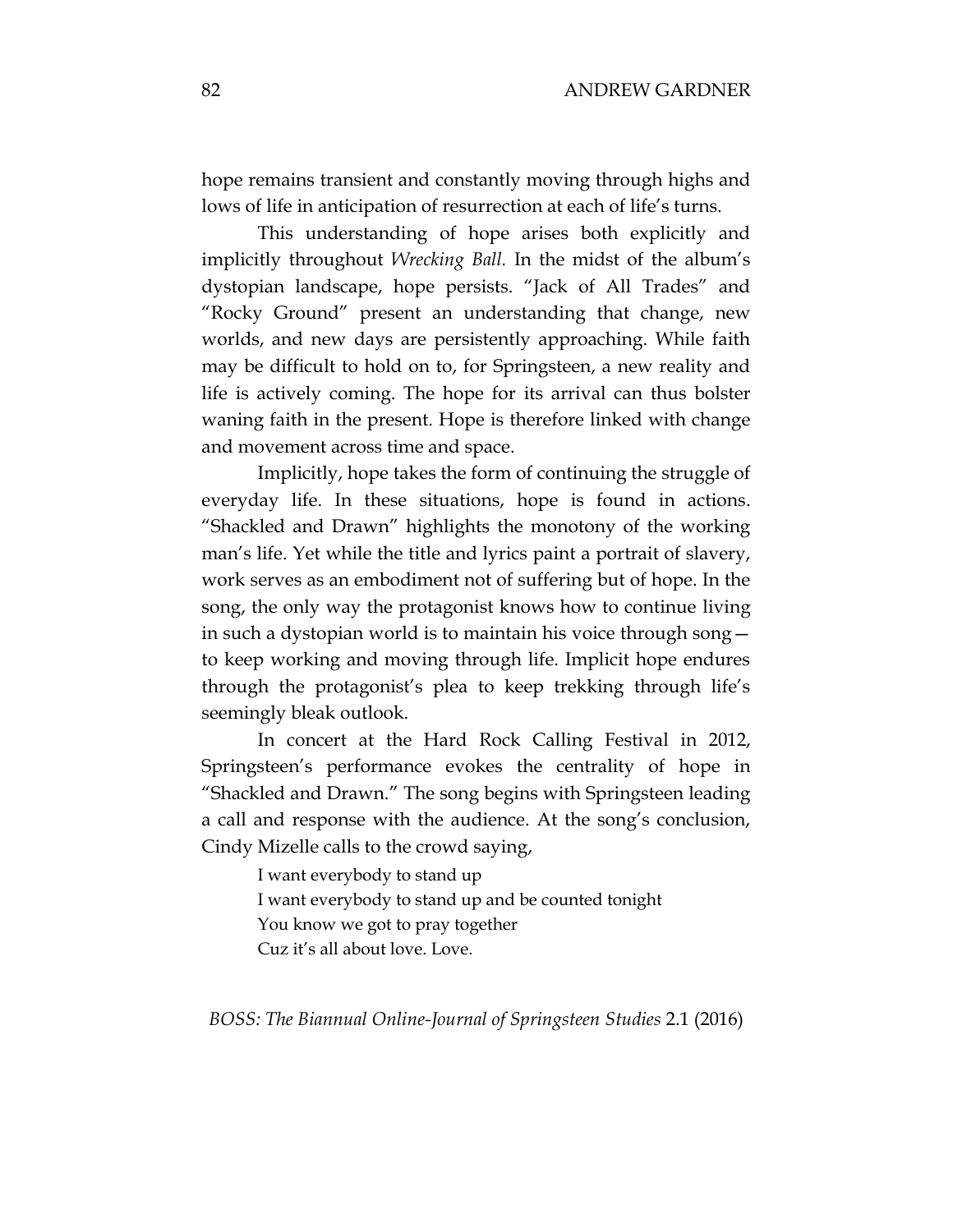hope remains transient and constantly moving through highs and lows of life in anticipation of resurrection at each of life's turns.

This understanding of hope arises both explicitly and implicitly throughout *Wrecking Ball.* In the midst of the album's dystopian landscape, hope persists. "Jack of All Trades" and "Rocky Ground" present an understanding that change, new worlds, and new days are persistently approaching. While faith may be difficult to hold on to, for Springsteen, a new reality and life is actively coming. The hope for its arrival can thus bolster waning faith in the present. Hope is therefore linked with change and movement across time and space.

Implicitly, hope takes the form of continuing the struggle of everyday life. In these situations, hope is found in actions. "Shackled and Drawn" highlights the monotony of the working man's life. Yet while the title and lyrics paint a portrait of slavery, work serves as an embodiment not of suffering but of hope. In the song, the only way the protagonist knows how to continue living in such a dystopian world is to maintain his voice through song—to keep working and moving through life. Implicit hope endures through the protagonist's plea to keep trekking through life's seemingly bleak outlook.

In concert at the Hard Rock Calling Festival in 2012, Springsteen's performance evokes the centrality of hope in "Shackled and Drawn." The song begins with Springsteen leading a call and response with the audience. At the song's conclusion, Cindy Mizelle calls to the crowd saying,

> I want everybody to stand up
> I want everybody to stand up and be counted tonight
> You know we got to pray together
> Cuz it's all about love. Love.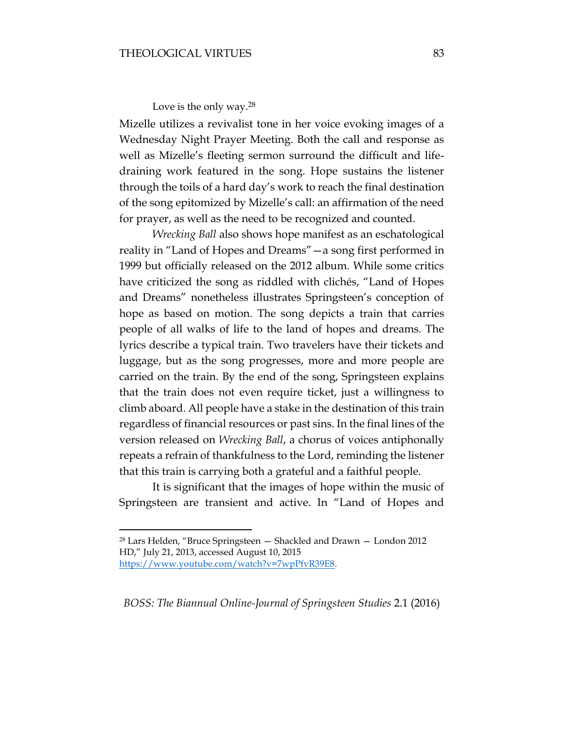Love is the only way.[28]

Mizelle utilizes a revivalist tone in her voice evoking images of a Wednesday Night Prayer Meeting. Both the call and response as well as Mizelle's fleeting sermon surround the difficult and life-draining work featured in the song. Hope sustains the listener through the toils of a hard day's work to reach the final destination of the song epitomized by Mizelle's call: an affirmation of the need for prayer, as well as the need to be recognized and counted.

*Wrecking Ball* also shows hope manifest as an eschatological reality in "Land of Hopes and Dreams"—a song first performed in 1999 but officially released on the 2012 album. While some critics have criticized the song as riddled with clichés, "Land of Hopes and Dreams" nonetheless illustrates Springsteen's conception of hope as based on motion. The song depicts a train that carries people of all walks of life to the land of hopes and dreams. The lyrics describe a typical train. Two travelers have their tickets and luggage, but as the song progresses, more and more people are carried on the train. By the end of the song, Springsteen explains that the train does not even require ticket, just a willingness to climb aboard. All people have a stake in the destination of this train regardless of financial resources or past sins. In the final lines of the version released on *Wrecking Ball*, a chorus of voices antiphonally repeats a refrain of thankfulness to the Lord, reminding the listener that this train is carrying both a grateful and a faithful people.

It is significant that the images of hope within the music of Springsteen are transient and active. In "Land of Hopes and

---

[28] Lars Helden, "Bruce Springsteen — Shackled and Drawn — London 2012 HD," July 21, 2013, accessed August 10, 2015 https://www.youtube.com/watch?v=7wpPfvR39E8.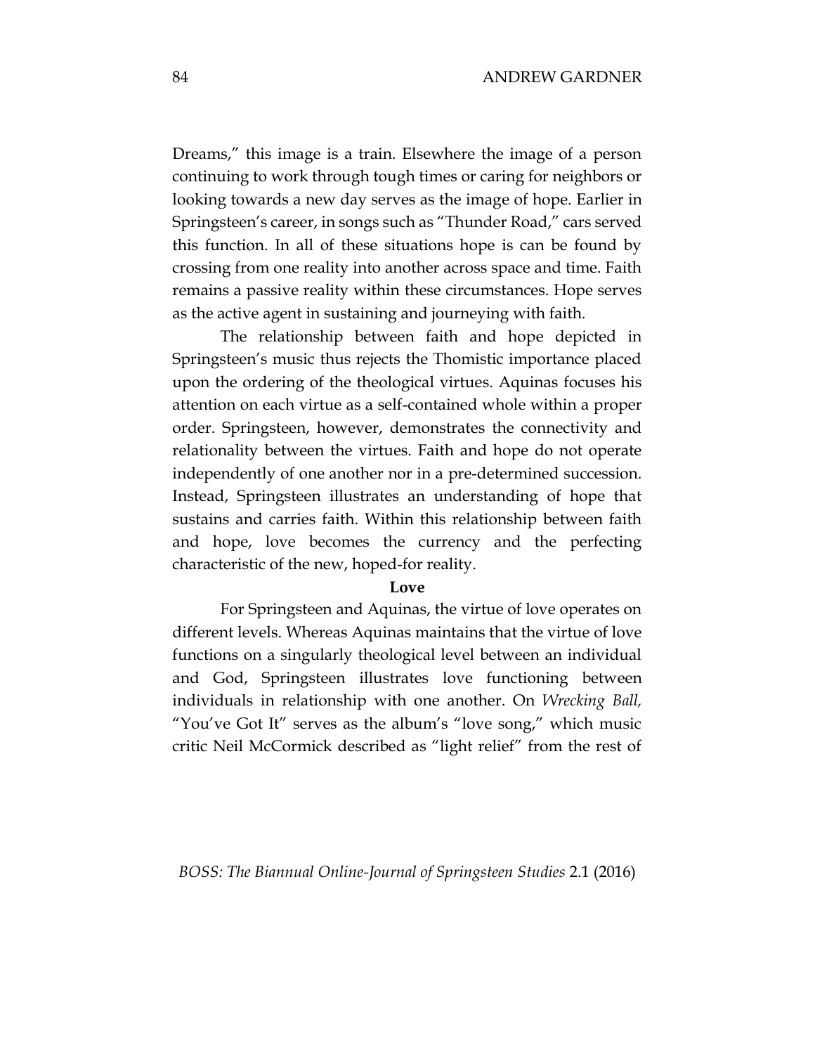Dreams," this image is a train. Elsewhere the image of a person continuing to work through tough times or caring for neighbors or looking towards a new day serves as the image of hope. Earlier in Springsteen's career, in songs such as "Thunder Road," cars served this function. In all of these situations hope is can be found by crossing from one reality into another across space and time. Faith remains a passive reality within these circumstances. Hope serves as the active agent in sustaining and journeying with faith.

The relationship between faith and hope depicted in Springsteen's music thus rejects the Thomistic importance placed upon the ordering of the theological virtues. Aquinas focuses his attention on each virtue as a self-contained whole within a proper order. Springsteen, however, demonstrates the connectivity and relationality between the virtues. Faith and hope do not operate independently of one another nor in a pre-determined succession. Instead, Springsteen illustrates an understanding of hope that sustains and carries faith. Within this relationship between faith and hope, love becomes the currency and the perfecting characteristic of the new, hoped-for reality.

**Love**

For Springsteen and Aquinas, the virtue of love operates on different levels. Whereas Aquinas maintains that the virtue of love functions on a singularly theological level between an individual and God, Springsteen illustrates love functioning between individuals in relationship with one another. On *Wrecking Ball,* "You've Got It" serves as the album's "love song," which music critic Neil McCormick described as "light relief" from the rest of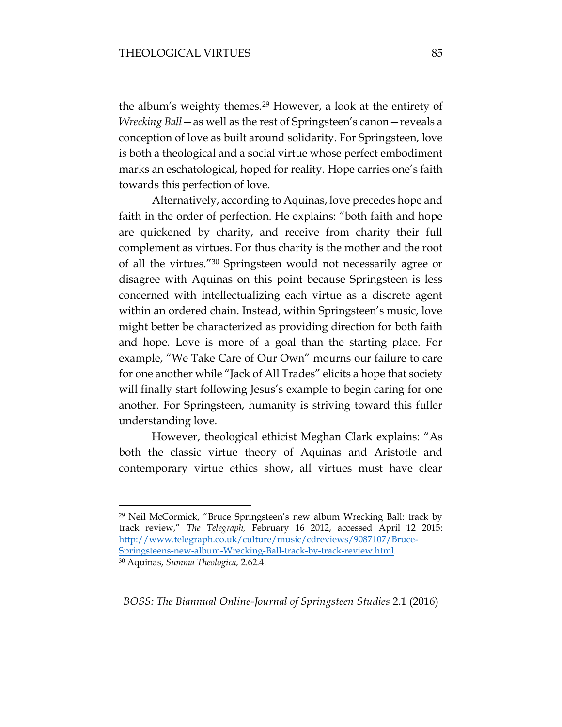the album's weighty themes.[29] However, a look at the entirety of *Wrecking Ball*—as well as the rest of Springsteen's canon—reveals a conception of love as built around solidarity. For Springsteen, love is both a theological and a social virtue whose perfect embodiment marks an eschatological, hoped for reality. Hope carries one's faith towards this perfection of love.

Alternatively, according to Aquinas, love precedes hope and faith in the order of perfection. He explains: "both faith and hope are quickened by charity, and receive from charity their full complement as virtues. For thus charity is the mother and the root of all the virtues."[30] Springsteen would not necessarily agree or disagree with Aquinas on this point because Springsteen is less concerned with intellectualizing each virtue as a discrete agent within an ordered chain. Instead, within Springsteen's music, love might better be characterized as providing direction for both faith and hope. Love is more of a goal than the starting place. For example, "We Take Care of Our Own" mourns our failure to care for one another while "Jack of All Trades" elicits a hope that society will finally start following Jesus's example to begin caring for one another. For Springsteen, humanity is striving toward this fuller understanding love.

However, theological ethicist Meghan Clark explains: "As both the classic virtue theory of Aquinas and Aristotle and contemporary virtue ethics show, all virtues must have clear

---

[29] Neil McCormick, "Bruce Springsteen's new album Wrecking Ball: track by track review," *The Telegraph*, February 16 2012, accessed April 12 2015: http://www.telegraph.co.uk/culture/music/cdreviews/9087107/Bruce-Springsteens-new-album-Wrecking-Ball-track-by-track-review.html.

[30] Aquinas, *Summa Theologica*, 2.62.4.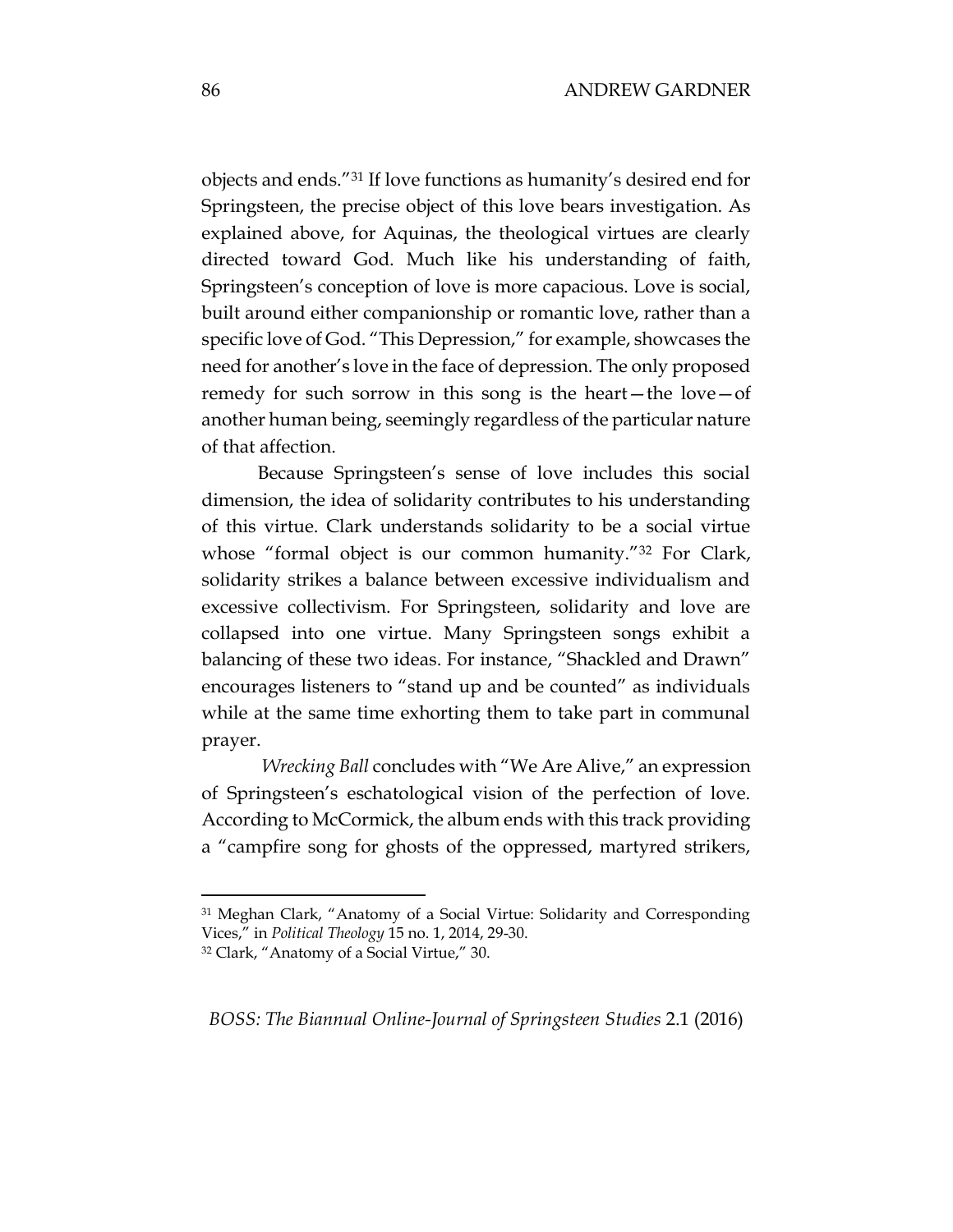objects and ends."[31] If love functions as humanity's desired end for Springsteen, the precise object of this love bears investigation. As explained above, for Aquinas, the theological virtues are clearly directed toward God. Much like his understanding of faith, Springsteen's conception of love is more capacious. Love is social, built around either companionship or romantic love, rather than a specific love of God. "This Depression," for example, showcases the need for another's love in the face of depression. The only proposed remedy for such sorrow in this song is the heart—the love—of another human being, seemingly regardless of the particular nature of that affection.

Because Springsteen's sense of love includes this social dimension, the idea of solidarity contributes to his understanding of this virtue. Clark understands solidarity to be a social virtue whose "formal object is our common humanity."[32] For Clark, solidarity strikes a balance between excessive individualism and excessive collectivism. For Springsteen, solidarity and love are collapsed into one virtue. Many Springsteen songs exhibit a balancing of these two ideas. For instance, "Shackled and Drawn" encourages listeners to "stand up and be counted" as individuals while at the same time exhorting them to take part in communal prayer.

*Wrecking Ball* concludes with "We Are Alive," an expression of Springsteen's eschatological vision of the perfection of love. According to McCormick, the album ends with this track providing a "campfire song for ghosts of the oppressed, martyred strikers,

---

[31] Meghan Clark, "Anatomy of a Social Virtue: Solidarity and Corresponding Vices," in *Political Theology* 15 no. 1, 2014, 29-30.

[32] Clark, "Anatomy of a Social Virtue," 30.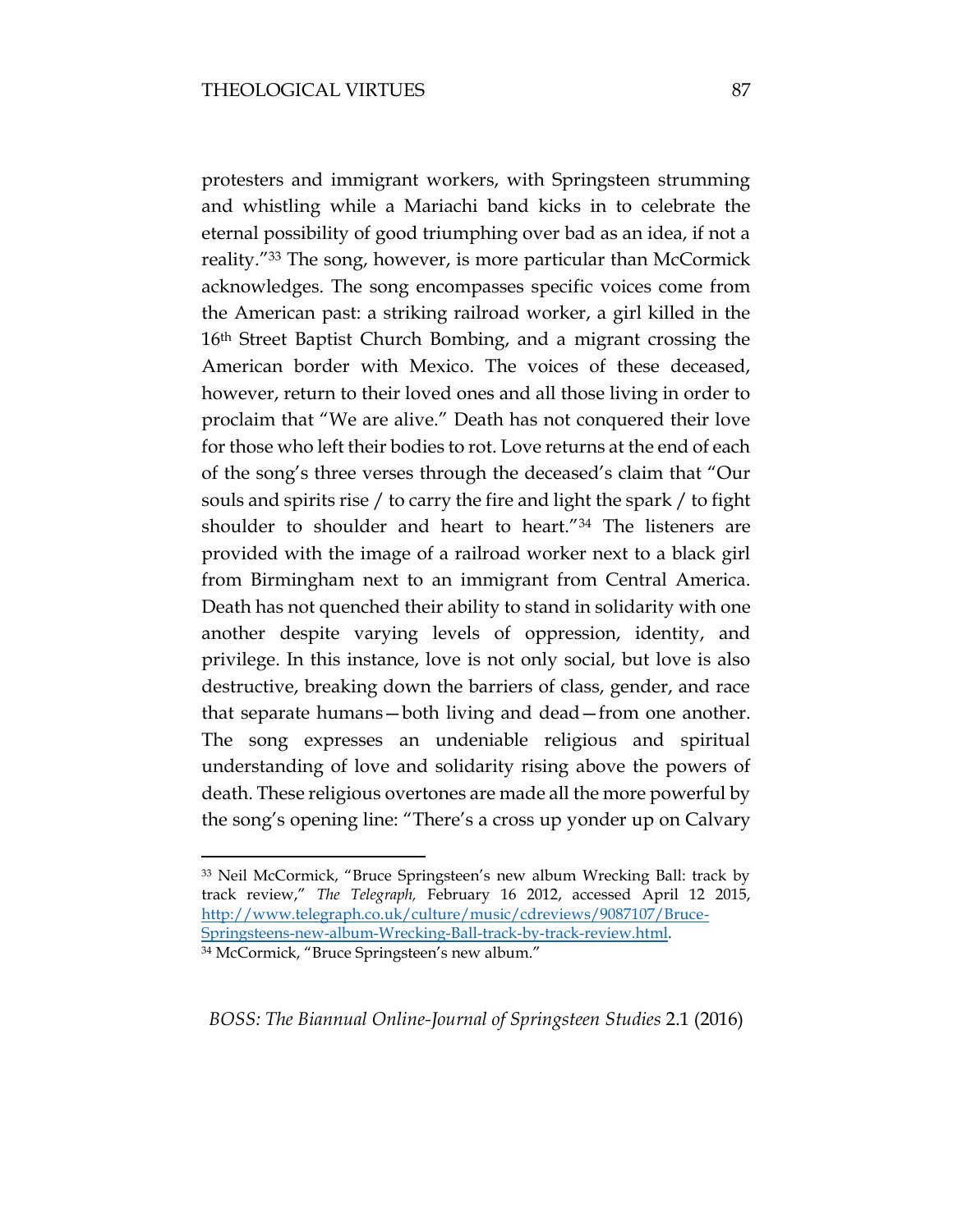protesters and immigrant workers, with Springsteen strumming and whistling while a Mariachi band kicks in to celebrate the eternal possibility of good triumphing over bad as an idea, if not a reality."[33] The song, however, is more particular than McCormick acknowledges. The song encompasses specific voices come from the American past: a striking railroad worker, a girl killed in the 16th Street Baptist Church Bombing, and a migrant crossing the American border with Mexico. The voices of these deceased, however, return to their loved ones and all those living in order to proclaim that "We are alive." Death has not conquered their love for those who left their bodies to rot. Love returns at the end of each of the song's three verses through the deceased's claim that "Our souls and spirits rise / to carry the fire and light the spark / to fight shoulder to shoulder and heart to heart."[34] The listeners are provided with the image of a railroad worker next to a black girl from Birmingham next to an immigrant from Central America. Death has not quenched their ability to stand in solidarity with one another despite varying levels of oppression, identity, and privilege. In this instance, love is not only social, but love is also destructive, breaking down the barriers of class, gender, and race that separate humans—both living and dead—from one another. The song expresses an undeniable religious and spiritual understanding of love and solidarity rising above the powers of death. These religious overtones are made all the more powerful by the song's opening line: "There's a cross up yonder up on Calvary

---

[33] Neil McCormick, "Bruce Springsteen's new album Wrecking Ball: track by track review," *The Telegraph*, February 16 2012, accessed April 12 2015, http://www.telegraph.co.uk/culture/music/cdreviews/9087107/Bruce-Springsteens-new-album-Wrecking-Ball-track-by-track-review.html.

[34] McCormick, "Bruce Springsteen's new album."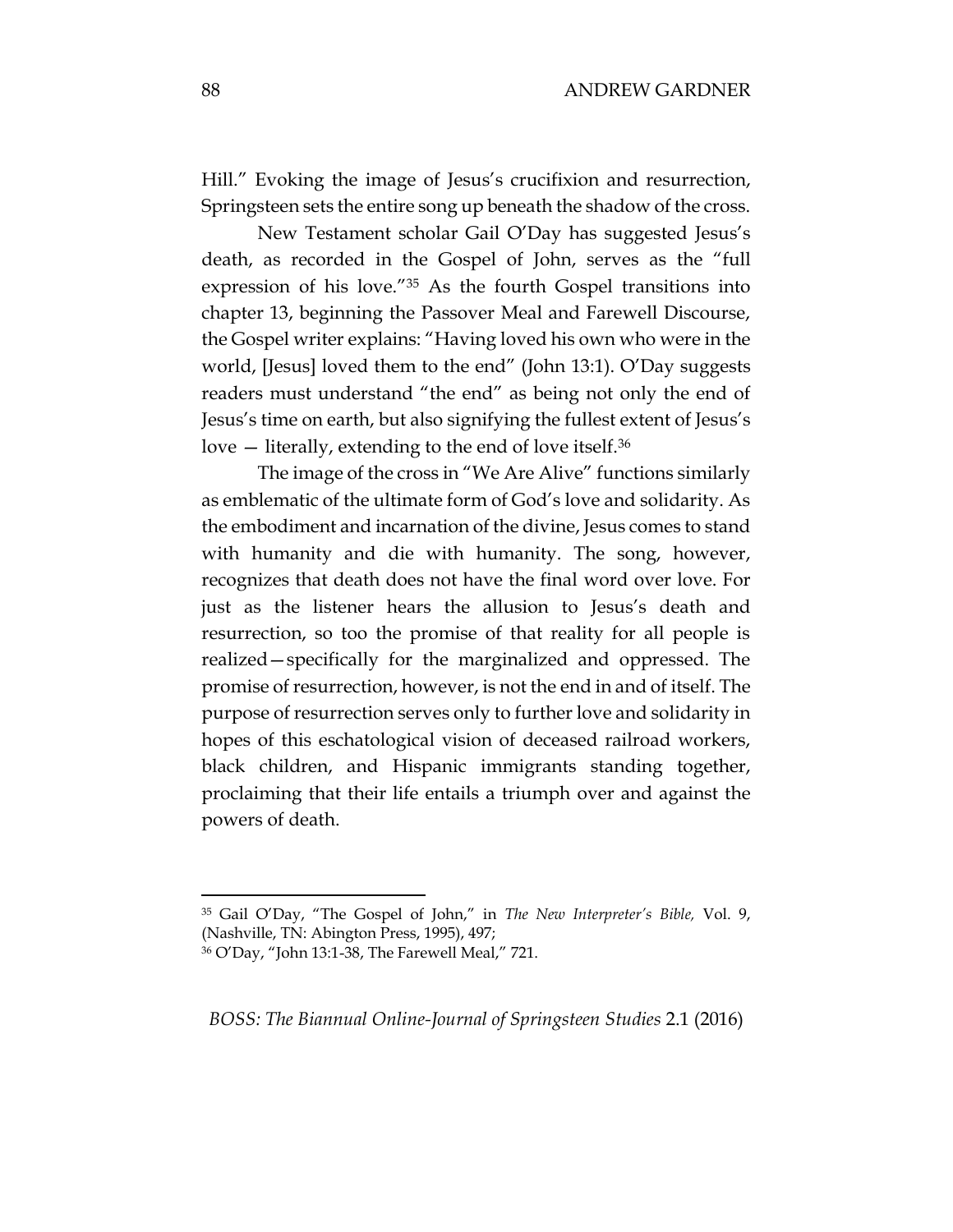Hill." Evoking the image of Jesus's crucifixion and resurrection, Springsteen sets the entire song up beneath the shadow of the cross.

New Testament scholar Gail O'Day has suggested Jesus's death, as recorded in the Gospel of John, serves as the "full expression of his love."[35] As the fourth Gospel transitions into chapter 13, beginning the Passover Meal and Farewell Discourse, the Gospel writer explains: "Having loved his own who were in the world, [Jesus] loved them to the end" (John 13:1). O'Day suggests readers must understand "the end" as being not only the end of Jesus's time on earth, but also signifying the fullest extent of Jesus's love — literally, extending to the end of love itself.[36]

The image of the cross in "We Are Alive" functions similarly as emblematic of the ultimate form of God's love and solidarity. As the embodiment and incarnation of the divine, Jesus comes to stand with humanity and die with humanity. The song, however, recognizes that death does not have the final word over love. For just as the listener hears the allusion to Jesus's death and resurrection, so too the promise of that reality for all people is realized—specifically for the marginalized and oppressed. The promise of resurrection, however, is not the end in and of itself. The purpose of resurrection serves only to further love and solidarity in hopes of this eschatological vision of deceased railroad workers, black children, and Hispanic immigrants standing together, proclaiming that their life entails a triumph over and against the powers of death.

---

[35] Gail O'Day, "The Gospel of John," in *The New Interpreter's Bible,* Vol. 9, (Nashville, TN: Abington Press, 1995), 497;

[36] O'Day, "John 13:1-38, The Farewell Meal," 721.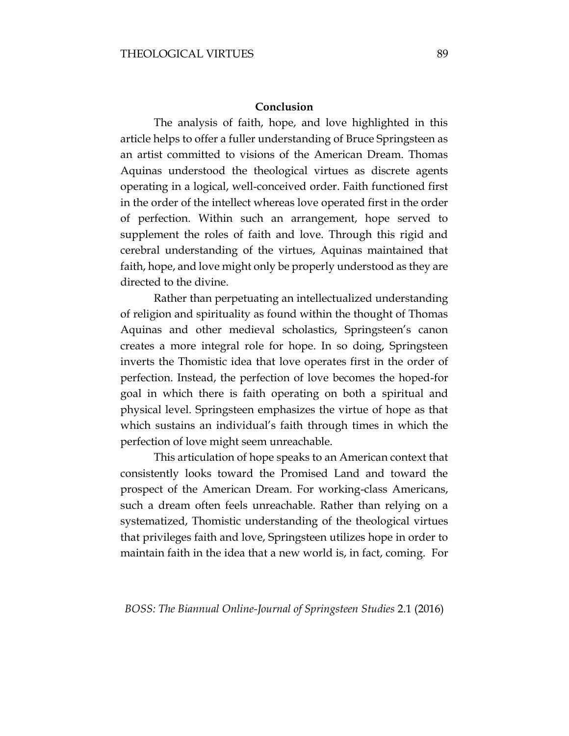## Conclusion

The analysis of faith, hope, and love highlighted in this article helps to offer a fuller understanding of Bruce Springsteen as an artist committed to visions of the American Dream. Thomas Aquinas understood the theological virtues as discrete agents operating in a logical, well-conceived order. Faith functioned first in the order of the intellect whereas love operated first in the order of perfection. Within such an arrangement, hope served to supplement the roles of faith and love. Through this rigid and cerebral understanding of the virtues, Aquinas maintained that faith, hope, and love might only be properly understood as they are directed to the divine.

Rather than perpetuating an intellectualized understanding of religion and spirituality as found within the thought of Thomas Aquinas and other medieval scholastics, Springsteen's canon creates a more integral role for hope. In so doing, Springsteen inverts the Thomistic idea that love operates first in the order of perfection. Instead, the perfection of love becomes the hoped-for goal in which there is faith operating on both a spiritual and physical level. Springsteen emphasizes the virtue of hope as that which sustains an individual's faith through times in which the perfection of love might seem unreachable.

This articulation of hope speaks to an American context that consistently looks toward the Promised Land and toward the prospect of the American Dream. For working-class Americans, such a dream often feels unreachable. Rather than relying on a systematized, Thomistic understanding of the theological virtues that privileges faith and love, Springsteen utilizes hope in order to maintain faith in the idea that a new world is, in fact, coming. For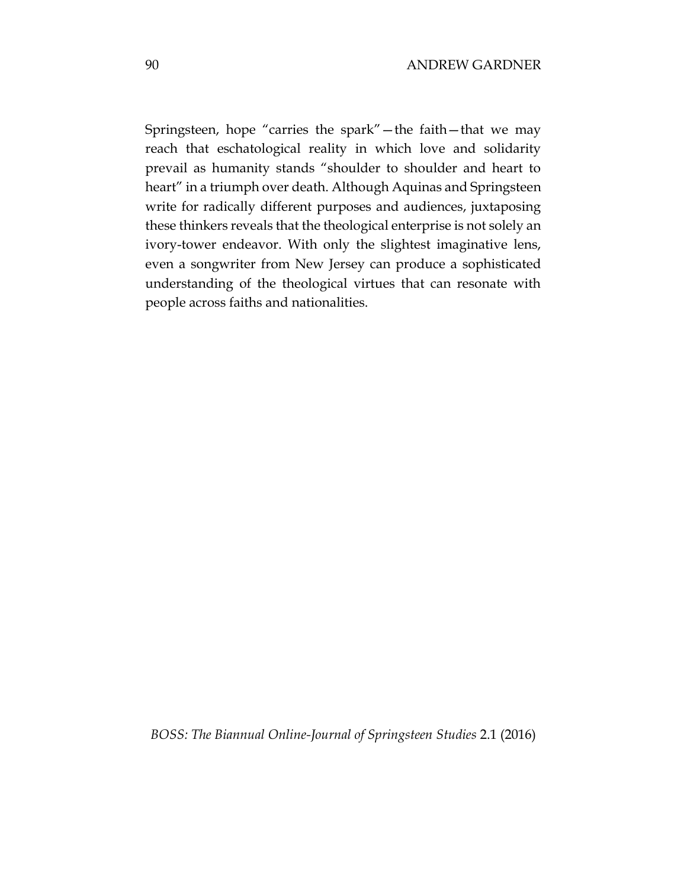Springsteen, hope "carries the spark"—the faith—that we may reach that eschatological reality in which love and solidarity prevail as humanity stands "shoulder to shoulder and heart to heart" in a triumph over death. Although Aquinas and Springsteen write for radically different purposes and audiences, juxtaposing these thinkers reveals that the theological enterprise is not solely an ivory-tower endeavor. With only the slightest imaginative lens, even a songwriter from New Jersey can produce a sophisticated understanding of the theological virtues that can resonate with people across faiths and nationalities.